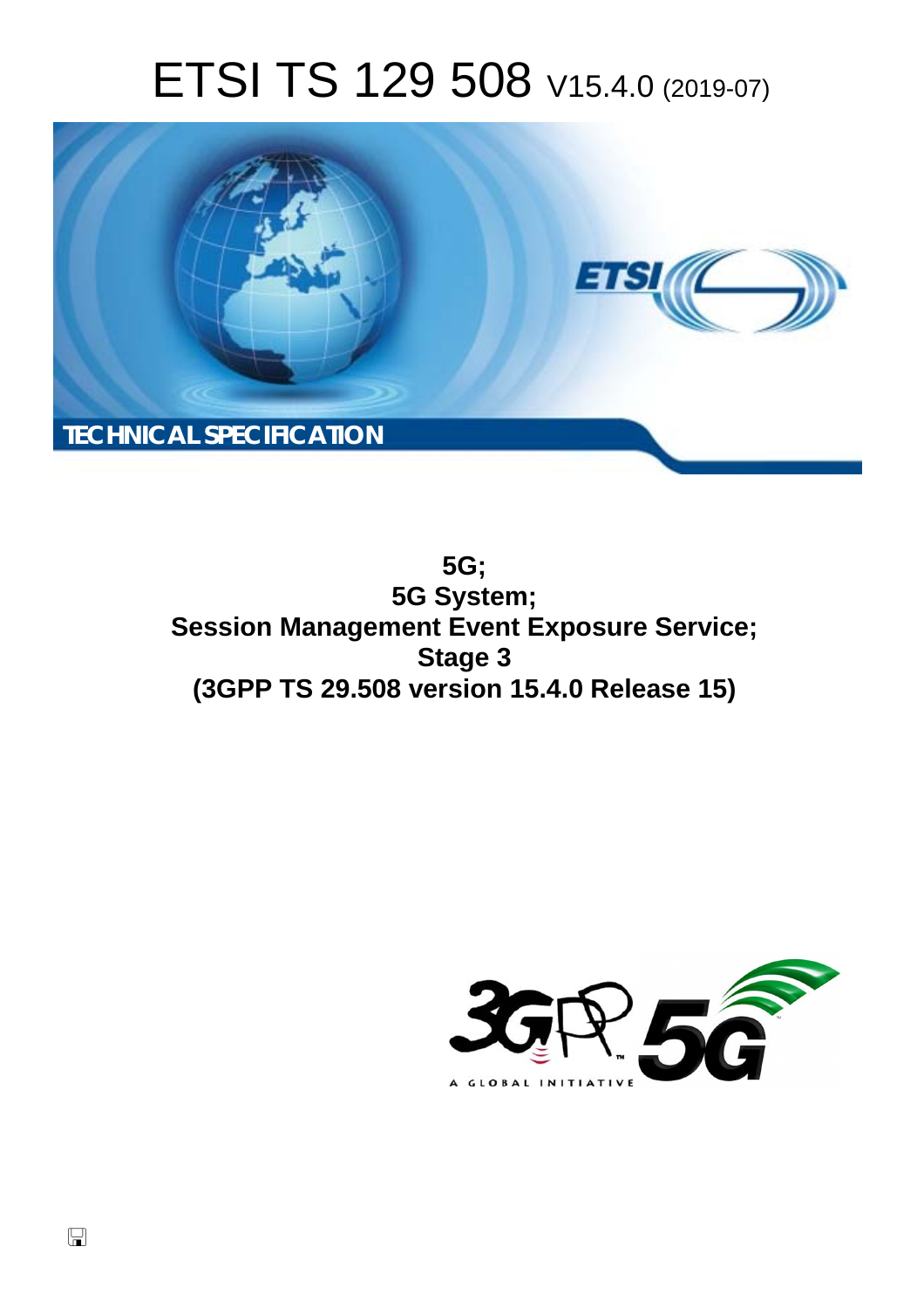# ETSI TS 129 508 V15.4.0 (2019-07)

TECHNICAL SPECIFICATION

**5G;**
**5G System;**
**Session Management Event Exposure Service;**
**Stage 3**
**(3GPP TS 29.508 version 15.4.0 Release 15)**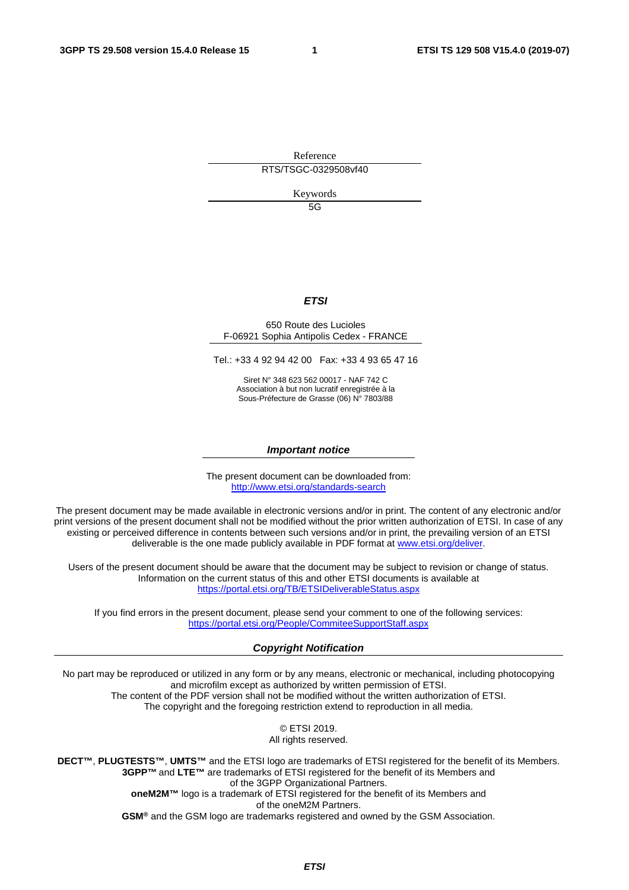Reference

RTS/TSGC-0329508vf40

Keywords

5G

***ETSI***

650 Route des Lucioles
F-06921 Sophia Antipolis Cedex - FRANCE

Tel.: +33 4 92 94 42 00   Fax: +33 4 93 65 47 16

Siret N° 348 623 562 00017 - NAF 742 C
Association à but non lucratif enregistrée à la
Sous-Préfecture de Grasse (06) N° 7803/88

***Important notice***

The present document can be downloaded from:
http://www.etsi.org/standards-search

The present document may be made available in electronic versions and/or in print. The content of any electronic and/or print versions of the present document shall not be modified without the prior written authorization of ETSI. In case of any existing or perceived difference in contents between such versions and/or in print, the prevailing version of an ETSI deliverable is the one made publicly available in PDF format at www.etsi.org/deliver.

Users of the present document should be aware that the document may be subject to revision or change of status. Information on the current status of this and other ETSI documents is available at https://portal.etsi.org/TB/ETSIDeliverableStatus.aspx

If you find errors in the present document, please send your comment to one of the following services:
https://portal.etsi.org/People/CommiteeSupportStaff.aspx

***Copyright Notification***

No part may be reproduced or utilized in any form or by any means, electronic or mechanical, including photocopying and microfilm except as authorized by written permission of ETSI.
The content of the PDF version shall not be modified without the written authorization of ETSI.
The copyright and the foregoing restriction extend to reproduction in all media.

© ETSI 2019.
All rights reserved.

**DECT™**, **PLUGTESTS™**, **UMTS™** and the ETSI logo are trademarks of ETSI registered for the benefit of its Members.
**3GPP™** and **LTE™** are trademarks of ETSI registered for the benefit of its Members and of the 3GPP Organizational Partners.
**oneM2M™** logo is a trademark of ETSI registered for the benefit of its Members and of the oneM2M Partners.
**GSM®** and the GSM logo are trademarks registered and owned by the GSM Association.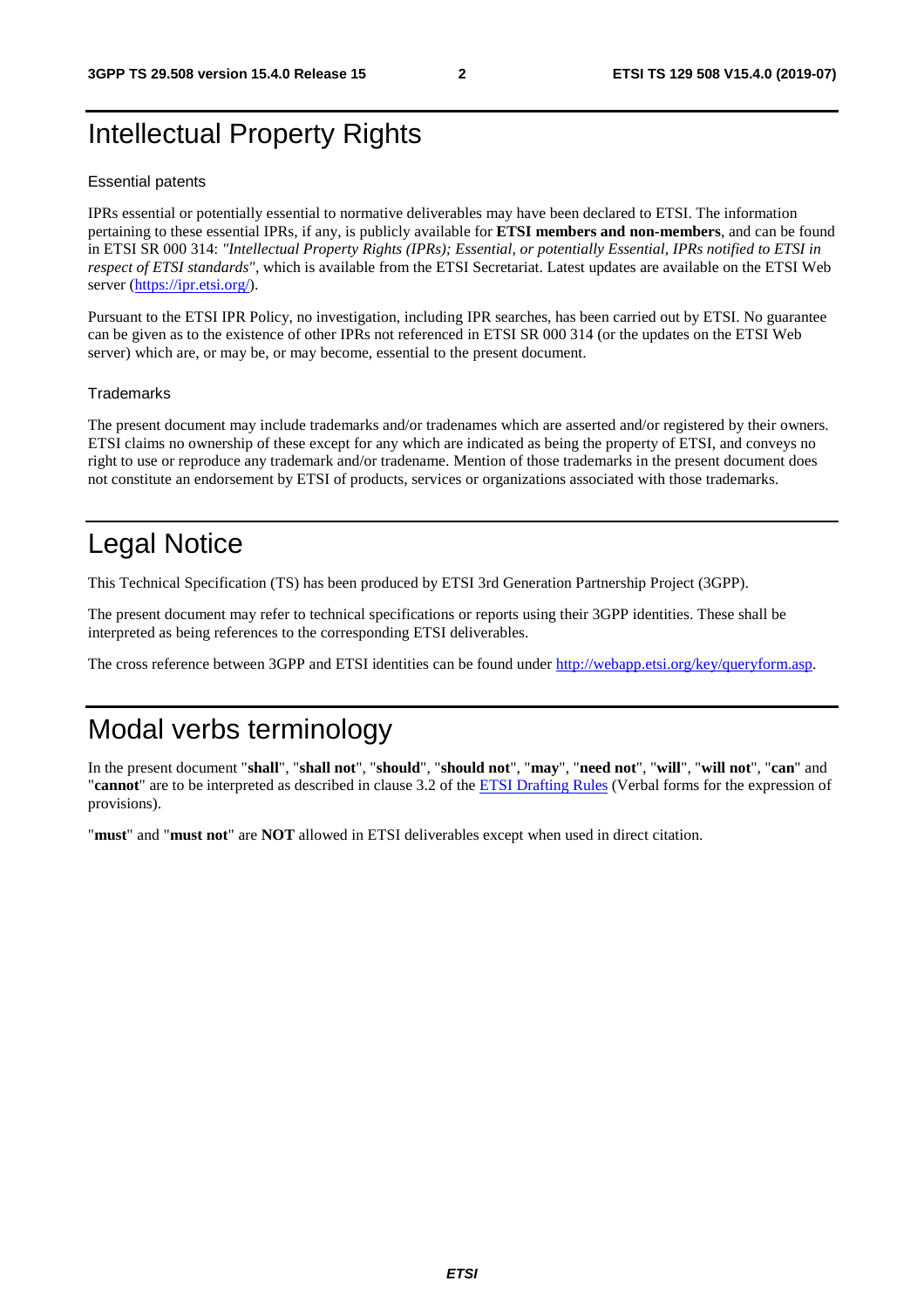# Intellectual Property Rights

## Essential patents

IPRs essential or potentially essential to normative deliverables may have been declared to ETSI. The information pertaining to these essential IPRs, if any, is publicly available for **ETSI members and non-members**, and can be found in ETSI SR 000 314: *"Intellectual Property Rights (IPRs); Essential, or potentially Essential, IPRs notified to ETSI in respect of ETSI standards"*, which is available from the ETSI Secretariat. Latest updates are available on the ETSI Web server (https://ipr.etsi.org/).

Pursuant to the ETSI IPR Policy, no investigation, including IPR searches, has been carried out by ETSI. No guarantee can be given as to the existence of other IPRs not referenced in ETSI SR 000 314 (or the updates on the ETSI Web server) which are, or may be, or may become, essential to the present document.

## Trademarks

The present document may include trademarks and/or tradenames which are asserted and/or registered by their owners. ETSI claims no ownership of these except for any which are indicated as being the property of ETSI, and conveys no right to use or reproduce any trademark and/or tradename. Mention of those trademarks in the present document does not constitute an endorsement by ETSI of products, services or organizations associated with those trademarks.

# Legal Notice

This Technical Specification (TS) has been produced by ETSI 3rd Generation Partnership Project (3GPP).

The present document may refer to technical specifications or reports using their 3GPP identities. These shall be interpreted as being references to the corresponding ETSI deliverables.

The cross reference between 3GPP and ETSI identities can be found under http://webapp.etsi.org/key/queryform.asp.

# Modal verbs terminology

In the present document "**shall**", "**shall not**", "**should**", "**should not**", "**may**", "**need not**", "**will**", "**will not**", "**can**" and "**cannot**" are to be interpreted as described in clause 3.2 of the ETSI Drafting Rules (Verbal forms for the expression of provisions).

"**must**" and "**must not**" are **NOT** allowed in ETSI deliverables except when used in direct citation.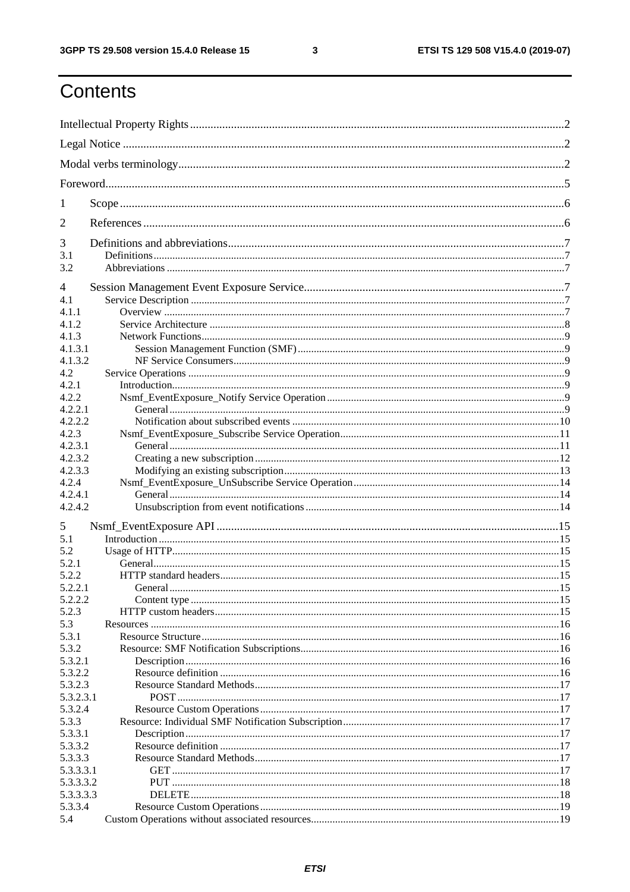# Contents

Intellectual Property Rights ..... 2

Legal Notice ..... 2

Modal verbs terminology ..... 2

Foreword ..... 5

1 Scope ..... 6

2 References ..... 6

3 Definitions and abbreviations ..... 7

3.1 Definitions ..... 7

3.2 Abbreviations ..... 7

4 Session Management Event Exposure Service ..... 7

4.1 Service Description ..... 7

4.1.1 Overview ..... 7

4.1.2 Service Architecture ..... 8

4.1.3 Network Functions ..... 9

4.1.3.1 Session Management Function (SMF) ..... 9

4.1.3.2 NF Service Consumers ..... 9

4.2 Service Operations ..... 9

4.2.1 Introduction ..... 9

4.2.2 Nsmf_EventExposure_Notify Service Operation ..... 9

4.2.2.1 General ..... 9

4.2.2.2 Notification about subscribed events ..... 10

4.2.3 Nsmf_EventExposure_Subscribe Service Operation ..... 11

4.2.3.1 General ..... 11

4.2.3.2 Creating a new subscription ..... 12

4.2.3.3 Modifying an existing subscription ..... 13

4.2.4 Nsmf_EventExposure_UnSubscribe Service Operation ..... 14

4.2.4.1 General ..... 14

4.2.4.2 Unsubscription from event notifications ..... 14

5 Nsmf_EventExposure API ..... 15

5.1 Introduction ..... 15

5.2 Usage of HTTP ..... 15

5.2.1 General ..... 15

5.2.2 HTTP standard headers ..... 15

5.2.2.1 General ..... 15

5.2.2.2 Content type ..... 15

5.2.3 HTTP custom headers ..... 15

5.3 Resources ..... 16

5.3.1 Resource Structure ..... 16

5.3.2 Resource: SMF Notification Subscriptions ..... 16

5.3.2.1 Description ..... 16

5.3.2.2 Resource definition ..... 16

5.3.2.3 Resource Standard Methods ..... 17

5.3.2.3.1 POST ..... 17

5.3.2.4 Resource Custom Operations ..... 17

5.3.3 Resource: Individual SMF Notification Subscription ..... 17

5.3.3.1 Description ..... 17

5.3.3.2 Resource definition ..... 17

5.3.3.3 Resource Standard Methods ..... 17

5.3.3.3.1 GET ..... 17

5.3.3.3.2 PUT ..... 18

5.3.3.3.3 DELETE ..... 18

5.3.3.4 Resource Custom Operations ..... 19

5.4 Custom Operations without associated resources ..... 19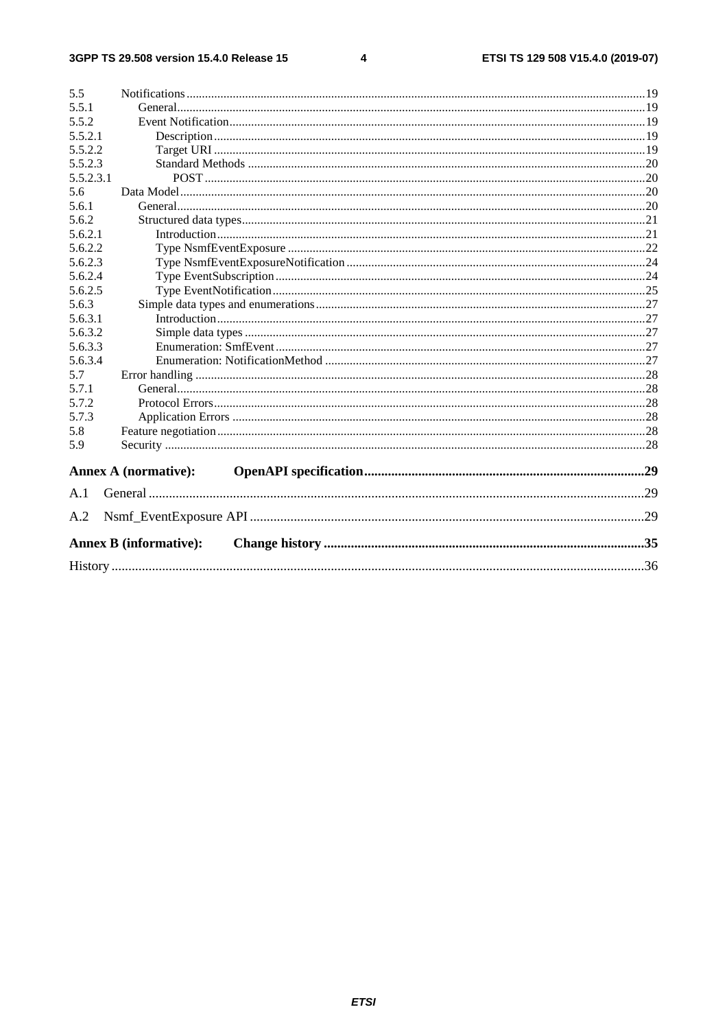5.5 Notifications ....19
5.5.1 General ....19
5.5.2 Event Notification ....19
5.5.2.1 Description ....19
5.5.2.2 Target URI ....19
5.5.2.3 Standard Methods ....20
5.5.2.3.1 POST ....20
5.6 Data Model ....20
5.6.1 General ....20
5.6.2 Structured data types ....21
5.6.2.1 Introduction ....21
5.6.2.2 Type NsmfEventExposure ....22
5.6.2.3 Type NsmfEventExposureNotification ....24
5.6.2.4 Type EventSubscription ....24
5.6.2.5 Type EventNotification ....25
5.6.3 Simple data types and enumerations ....27
5.6.3.1 Introduction ....27
5.6.3.2 Simple data types ....27
5.6.3.3 Enumeration: SmfEvent ....27
5.6.3.4 Enumeration: NotificationMethod ....27
5.7 Error handling ....28
5.7.1 General ....28
5.7.2 Protocol Errors ....28
5.7.3 Application Errors ....28
5.8 Feature negotiation ....28
5.9 Security ....28

**Annex A (normative): OpenAPI specification ....29**

A.1 General ....29

A.2 Nsmf_EventExposure API ....29

**Annex B (informative): Change history ....35**

History ....36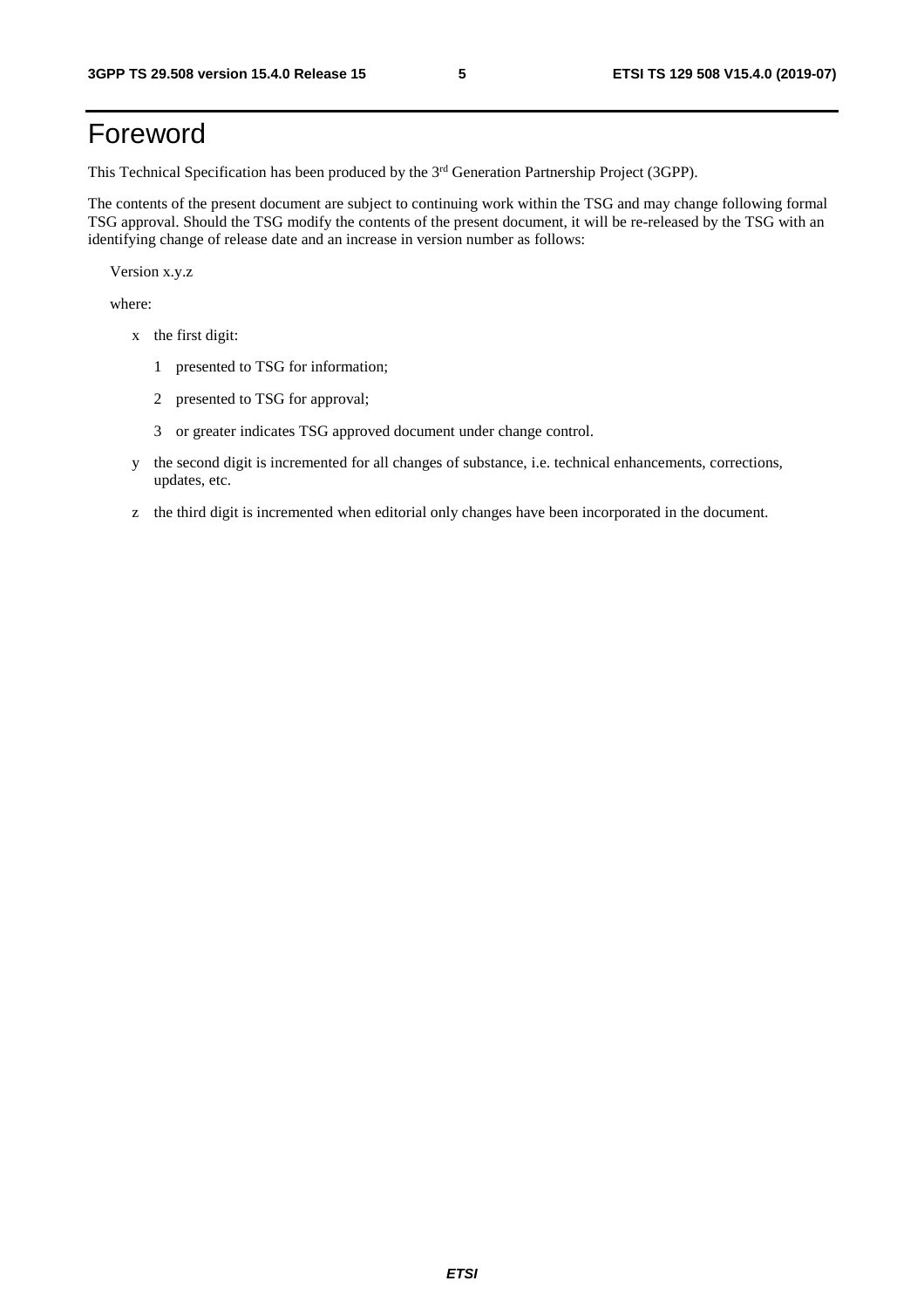# Foreword

This Technical Specification has been produced by the 3rd Generation Partnership Project (3GPP).

The contents of the present document are subject to continuing work within the TSG and may change following formal TSG approval. Should the TSG modify the contents of the present document, it will be re-released by the TSG with an identifying change of release date and an increase in version number as follows:

Version x.y.z

where:

- x the first digit:
  - 1 presented to TSG for information;
  - 2 presented to TSG for approval;
  - 3 or greater indicates TSG approved document under change control.
- y the second digit is incremented for all changes of substance, i.e. technical enhancements, corrections, updates, etc.
- z the third digit is incremented when editorial only changes have been incorporated in the document.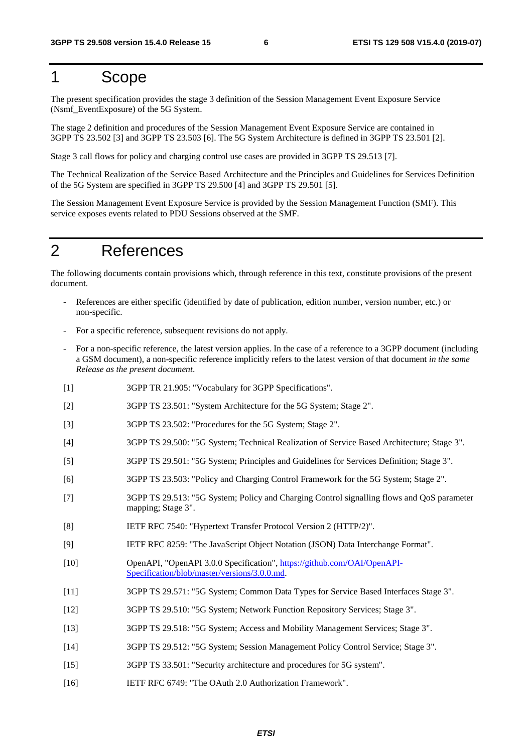# 1 Scope

The present specification provides the stage 3 definition of the Session Management Event Exposure Service (Nsmf_EventExposure) of the 5G System.

The stage 2 definition and procedures of the Session Management Event Exposure Service are contained in 3GPP TS 23.502 [3] and 3GPP TS 23.503 [6]. The 5G System Architecture is defined in 3GPP TS 23.501 [2].

Stage 3 call flows for policy and charging control use cases are provided in 3GPP TS 29.513 [7].

The Technical Realization of the Service Based Architecture and the Principles and Guidelines for Services Definition of the 5G System are specified in 3GPP TS 29.500 [4] and 3GPP TS 29.501 [5].

The Session Management Event Exposure Service is provided by the Session Management Function (SMF). This service exposes events related to PDU Sessions observed at the SMF.

# 2 References

The following documents contain provisions which, through reference in this text, constitute provisions of the present document.

- References are either specific (identified by date of publication, edition number, version number, etc.) or non-specific.
- For a specific reference, subsequent revisions do not apply.
- For a non-specific reference, the latest version applies. In the case of a reference to a 3GPP document (including a GSM document), a non-specific reference implicitly refers to the latest version of that document *in the same Release as the present document*.

[1] 3GPP TR 21.905: "Vocabulary for 3GPP Specifications".

[2] 3GPP TS 23.501: "System Architecture for the 5G System; Stage 2".

[3] 3GPP TS 23.502: "Procedures for the 5G System; Stage 2".

[4] 3GPP TS 29.500: "5G System; Technical Realization of Service Based Architecture; Stage 3".

[5] 3GPP TS 29.501: "5G System; Principles and Guidelines for Services Definition; Stage 3".

[6] 3GPP TS 23.503: "Policy and Charging Control Framework for the 5G System; Stage 2".

[7] 3GPP TS 29.513: "5G System; Policy and Charging Control signalling flows and QoS parameter mapping; Stage 3".

[8] IETF RFC 7540: "Hypertext Transfer Protocol Version 2 (HTTP/2)".

[9] IETF RFC 8259: "The JavaScript Object Notation (JSON) Data Interchange Format".

[10] OpenAPI, "OpenAPI 3.0.0 Specification", https://github.com/OAI/OpenAPI-Specification/blob/master/versions/3.0.0.md.

[11] 3GPP TS 29.571: "5G System; Common Data Types for Service Based Interfaces Stage 3".

[12] 3GPP TS 29.510: "5G System; Network Function Repository Services; Stage 3".

[13] 3GPP TS 29.518: "5G System; Access and Mobility Management Services; Stage 3".

[14] 3GPP TS 29.512: "5G System; Session Management Policy Control Service; Stage 3".

[15] 3GPP TS 33.501: "Security architecture and procedures for 5G system".

[16] IETF RFC 6749: "The OAuth 2.0 Authorization Framework".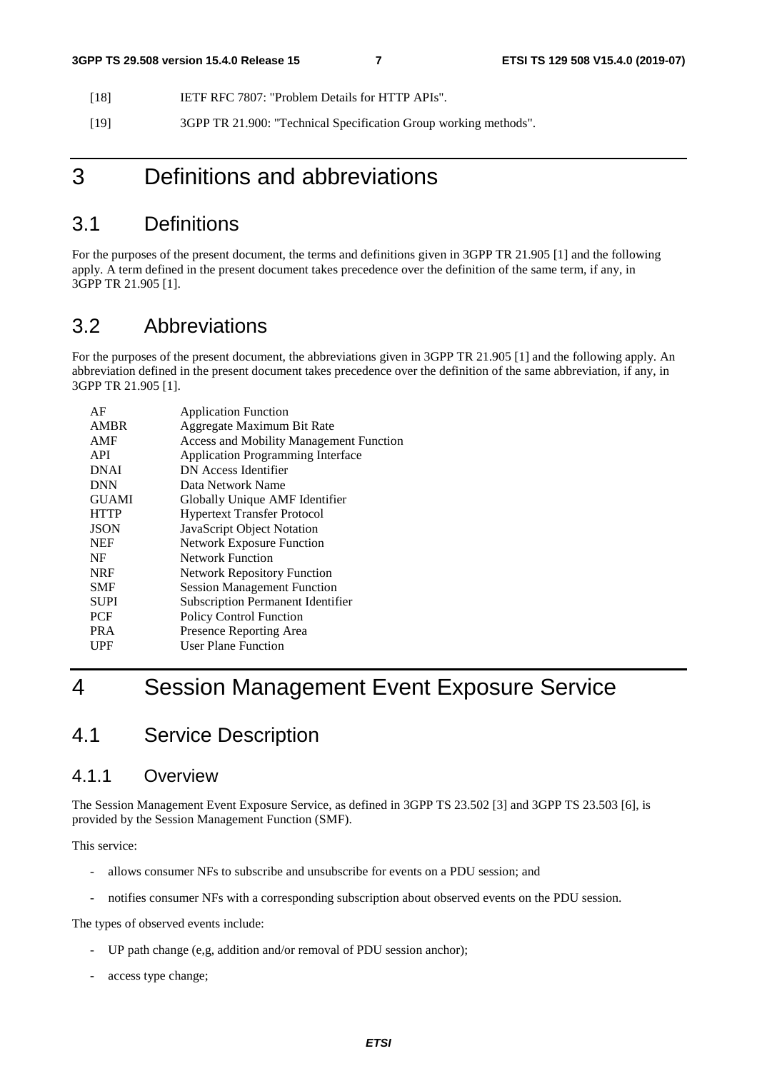[18] IETF RFC 7807: "Problem Details for HTTP APIs".

[19] 3GPP TR 21.900: "Technical Specification Group working methods".

# 3 Definitions and abbreviations

## 3.1 Definitions

For the purposes of the present document, the terms and definitions given in 3GPP TR 21.905 [1] and the following apply. A term defined in the present document takes precedence over the definition of the same term, if any, in 3GPP TR 21.905 [1].

## 3.2 Abbreviations

For the purposes of the present document, the abbreviations given in 3GPP TR 21.905 [1] and the following apply. An abbreviation defined in the present document takes precedence over the definition of the same abbreviation, if any, in 3GPP TR 21.905 [1].

| | |
|---|---|
| AF | Application Function |
| AMBR | Aggregate Maximum Bit Rate |
| AMF | Access and Mobility Management Function |
| API | Application Programming Interface |
| DNAI | DN Access Identifier |
| DNN | Data Network Name |
| GUAMI | Globally Unique AMF Identifier |
| HTTP | Hypertext Transfer Protocol |
| JSON | JavaScript Object Notation |
| NEF | Network Exposure Function |
| NF | Network Function |
| NRF | Network Repository Function |
| SMF | Session Management Function |
| SUPI | Subscription Permanent Identifier |
| PCF | Policy Control Function |
| PRA | Presence Reporting Area |
| UPF | User Plane Function |

# 4 Session Management Event Exposure Service

## 4.1 Service Description

### 4.1.1 Overview

The Session Management Event Exposure Service, as defined in 3GPP TS 23.502 [3] and 3GPP TS 23.503 [6], is provided by the Session Management Function (SMF).

This service:

- allows consumer NFs to subscribe and unsubscribe for events on a PDU session; and
- notifies consumer NFs with a corresponding subscription about observed events on the PDU session.

The types of observed events include:

- UP path change (e,g, addition and/or removal of PDU session anchor);
- access type change;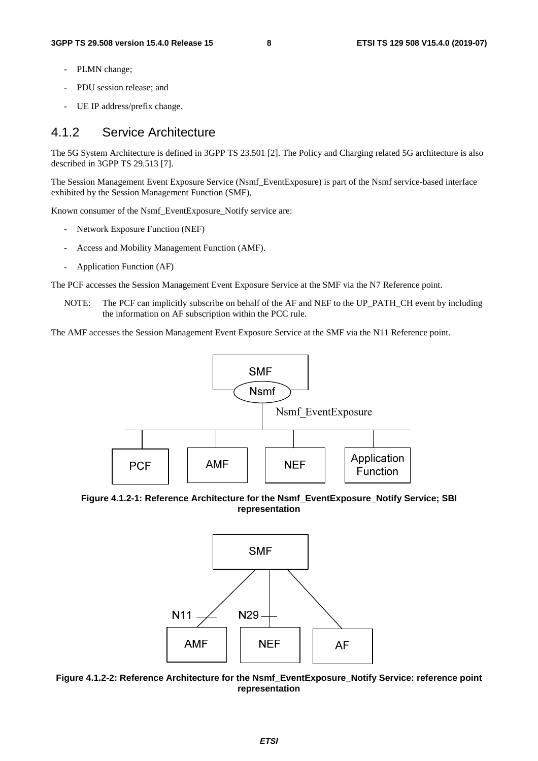- PLMN change;
- PDU session release; and
- UE IP address/prefix change.

### 4.1.2 Service Architecture

The 5G System Architecture is defined in 3GPP TS 23.501 [2]. The Policy and Charging related 5G architecture is also described in 3GPP TS 29.513 [7].

The Session Management Event Exposure Service (Nsmf_EventExposure) is part of the Nsmf service-based interface exhibited by the Session Management Function (SMF),

Known consumer of the Nsmf_EventExposure_Notify service are:

- Network Exposure Function (NEF)
- Access and Mobility Management Function (AMF).
- Application Function (AF)

The PCF accesses the Session Management Event Exposure Service at the SMF via the N7 Reference point.

NOTE: The PCF can implicitly subscribe on behalf of the AF and NEF to the UP_PATH_CH event by including the information on AF subscription within the PCC rule.

The AMF accesses the Session Management Event Exposure Service at the SMF via the N11 Reference point.

**Figure 4.1.2-1: Reference Architecture for the Nsmf_EventExposure_Notify Service; SBI representation**

**Figure 4.1.2-2: Reference Architecture for the Nsmf_EventExposure_Notify Service: reference point representation**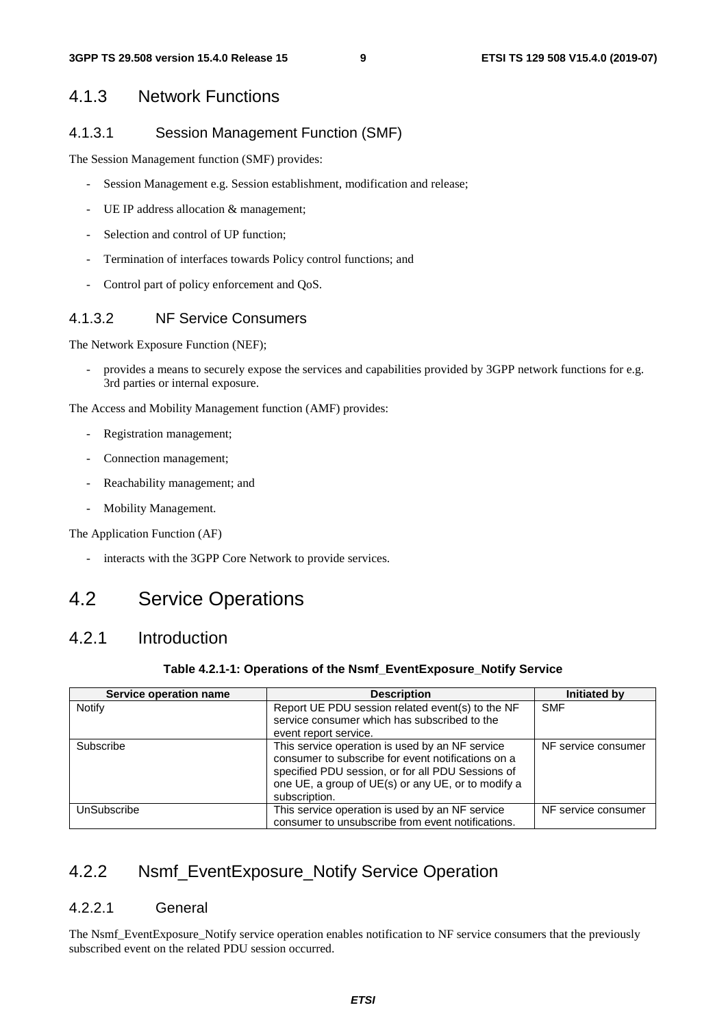### 4.1.3 Network Functions

#### 4.1.3.1 Session Management Function (SMF)

The Session Management function (SMF) provides:

- Session Management e.g. Session establishment, modification and release;
- UE IP address allocation & management;
- Selection and control of UP function;
- Termination of interfaces towards Policy control functions; and
- Control part of policy enforcement and QoS.

#### 4.1.3.2 NF Service Consumers

The Network Exposure Function (NEF);

- provides a means to securely expose the services and capabilities provided by 3GPP network functions for e.g. 3rd parties or internal exposure.

The Access and Mobility Management function (AMF) provides:

- Registration management;
- Connection management;
- Reachability management; and
- Mobility Management.

The Application Function (AF)

- interacts with the 3GPP Core Network to provide services.

## 4.2 Service Operations

### 4.2.1 Introduction

**Table 4.2.1-1: Operations of the Nsmf_EventExposure_Notify Service**

| Service operation name | Description | Initiated by |
|---|---|---|
| Notify | Report UE PDU session related event(s) to the NF service consumer which has subscribed to the event report service. | SMF |
| Subscribe | This service operation is used by an NF service consumer to subscribe for event notifications on a specified PDU session, or for all PDU Sessions of one UE, a group of UE(s) or any UE, or to modify a subscription. | NF service consumer |
| UnSubscribe | This service operation is used by an NF service consumer to unsubscribe from event notifications. | NF service consumer |

### 4.2.2 Nsmf_EventExposure_Notify Service Operation

#### 4.2.2.1 General

The Nsmf_EventExposure_Notify service operation enables notification to NF service consumers that the previously subscribed event on the related PDU session occurred.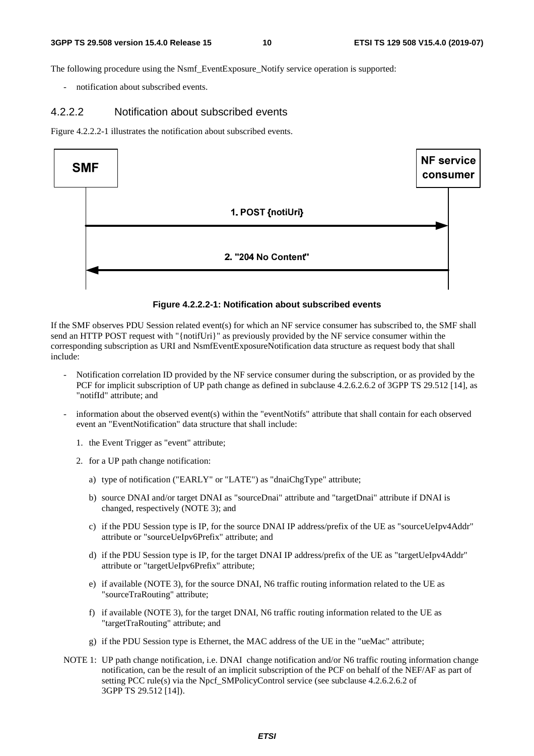The following procedure using the Nsmf_EventExposure_Notify service operation is supported:

- notification about subscribed events.

#### 4.2.2.2 Notification about subscribed events

Figure 4.2.2.2-1 illustrates the notification about subscribed events.

SMF → NF service consumer: 1. POST {notiUri}

NF service consumer → SMF: 2. "204 No Content"

**Figure 4.2.2.2-1: Notification about subscribed events**

If the SMF observes PDU Session related event(s) for which an NF service consumer has subscribed to, the SMF shall send an HTTP POST request with "{notifUri}" as previously provided by the NF service consumer within the corresponding subscription as URI and NsmfEventExposureNotification data structure as request body that shall include:

- Notification correlation ID provided by the NF service consumer during the subscription, or as provided by the PCF for implicit subscription of UP path change as defined in subclause 4.2.6.2.6.2 of 3GPP TS 29.512 [14], as "notifId" attribute; and
- information about the observed event(s) within the "eventNotifs" attribute that shall contain for each observed event an "EventNotification" data structure that shall include:
  1. the Event Trigger as "event" attribute;
  2. for a UP path change notification:
     a) type of notification ("EARLY" or "LATE") as "dnaiChgType" attribute;
     b) source DNAI and/or target DNAI as "sourceDnai" attribute and "targetDnai" attribute if DNAI is changed, respectively (NOTE 3); and
     c) if the PDU Session type is IP, for the source DNAI IP address/prefix of the UE as "sourceUeIpv4Addr" attribute or "sourceUeIpv6Prefix" attribute; and
     d) if the PDU Session type is IP, for the target DNAI IP address/prefix of the UE as "targetUeIpv4Addr" attribute or "targetUeIpv6Prefix" attribute;
     e) if available (NOTE 3), for the source DNAI, N6 traffic routing information related to the UE as "sourceTraRouting" attribute;
     f) if available (NOTE 3), for the target DNAI, N6 traffic routing information related to the UE as "targetTraRouting" attribute; and
     g) if the PDU Session type is Ethernet, the MAC address of the UE in the "ueMac" attribute;

NOTE 1: UP path change notification, i.e. DNAI change notification and/or N6 traffic routing information change notification, can be the result of an implicit subscription of the PCF on behalf of the NEF/AF as part of setting PCC rule(s) via the Npcf_SMPolicyControl service (see subclause 4.2.6.2.6.2 of 3GPP TS 29.512 [14]).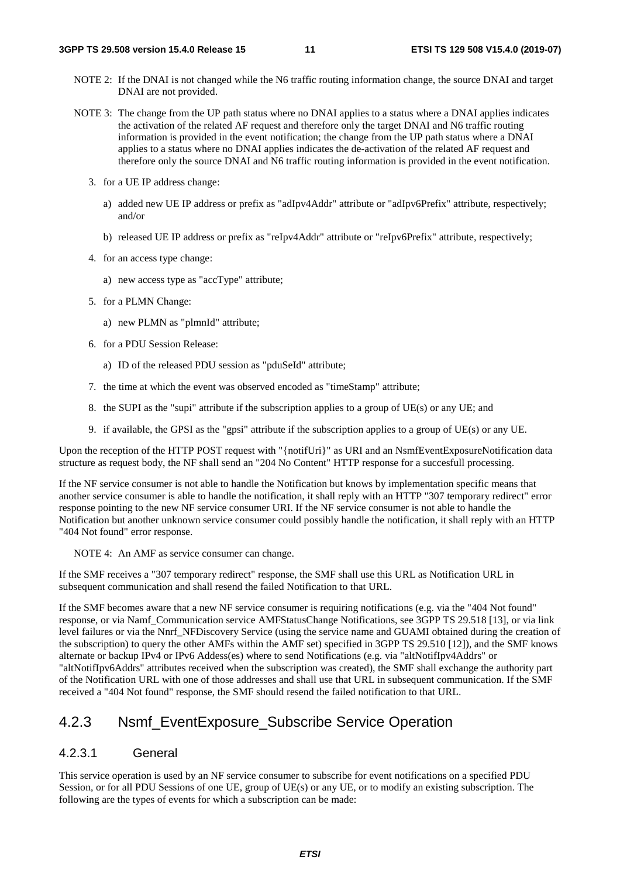NOTE 2: If the DNAI is not changed while the N6 traffic routing information change, the source DNAI and target DNAI are not provided.

NOTE 3: The change from the UP path status where no DNAI applies to a status where a DNAI applies indicates the activation of the related AF request and therefore only the target DNAI and N6 traffic routing information is provided in the event notification; the change from the UP path status where a DNAI applies to a status where no DNAI applies indicates the de-activation of the related AF request and therefore only the source DNAI and N6 traffic routing information is provided in the event notification.

3. for a UE IP address change:

   a) added new UE IP address or prefix as "adIpv4Addr" attribute or "adIpv6Prefix" attribute, respectively; and/or

   b) released UE IP address or prefix as "reIpv4Addr" attribute or "reIpv6Prefix" attribute, respectively;

4. for an access type change:

   a) new access type as "accType" attribute;

5. for a PLMN Change:

   a) new PLMN as "plmnId" attribute;

6. for a PDU Session Release:

   a) ID of the released PDU session as "pduSeId" attribute;

7. the time at which the event was observed encoded as "timeStamp" attribute;

8. the SUPI as the "supi" attribute if the subscription applies to a group of UE(s) or any UE; and

9. if available, the GPSI as the "gpsi" attribute if the subscription applies to a group of UE(s) or any UE.

Upon the reception of the HTTP POST request with "{notifUri}" as URI and an NsmfEventExposureNotification data structure as request body, the NF shall send an "204 No Content" HTTP response for a succesfull processing.

If the NF service consumer is not able to handle the Notification but knows by implementation specific means that another service consumer is able to handle the notification, it shall reply with an HTTP "307 temporary redirect" error response pointing to the new NF service consumer URI. If the NF service consumer is not able to handle the Notification but another unknown service consumer could possibly handle the notification, it shall reply with an HTTP "404 Not found" error response.

NOTE 4: An AMF as service consumer can change.

If the SMF receives a "307 temporary redirect" response, the SMF shall use this URL as Notification URL in subsequent communication and shall resend the failed Notification to that URL.

If the SMF becomes aware that a new NF service consumer is requiring notifications (e.g. via the "404 Not found" response, or via Namf_Communication service AMFStatusChange Notifications, see 3GPP TS 29.518 [13], or via link level failures or via the Nnrf_NFDiscovery Service (using the service name and GUAMI obtained during the creation of the subscription) to query the other AMFs within the AMF set) specified in 3GPP TS 29.510 [12]), and the SMF knows alternate or backup IPv4 or IPv6 Addess(es) where to send Notifications (e.g. via "altNotifIpv4Addrs" or "altNotifIpv6Addrs" attributes received when the subscription was created), the SMF shall exchange the authority part of the Notification URL with one of those addresses and shall use that URL in subsequent communication. If the SMF received a "404 Not found" response, the SMF should resend the failed notification to that URL.

## 4.2.3 Nsmf_EventExposure_Subscribe Service Operation

### 4.2.3.1 General

This service operation is used by an NF service consumer to subscribe for event notifications on a specified PDU Session, or for all PDU Sessions of one UE, group of UE(s) or any UE, or to modify an existing subscription. The following are the types of events for which a subscription can be made: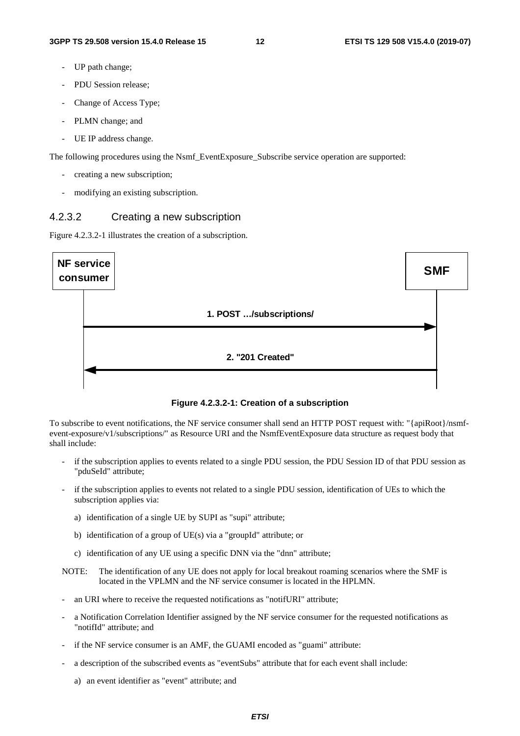- UP path change;
- PDU Session release;
- Change of Access Type;
- PLMN change; and
- UE IP address change.

The following procedures using the Nsmf_EventExposure_Subscribe service operation are supported:

- creating a new subscription;
- modifying an existing subscription.

#### 4.2.3.2 Creating a new subscription

Figure 4.2.3.2-1 illustrates the creation of a subscription.

NF service consumer → SMF: 1. POST …/subscriptions/

SMF → NF service consumer: 2. "201 Created"

**Figure 4.2.3.2-1: Creation of a subscription**

To subscribe to event notifications, the NF service consumer shall send an HTTP POST request with: "{apiRoot}/nsmf-event-exposure/v1/subscriptions/" as Resource URI and the NsmfEventExposure data structure as request body that shall include:

- if the subscription applies to events related to a single PDU session, the PDU Session ID of that PDU session as "pduSeId" attribute;
- if the subscription applies to events not related to a single PDU session, identification of UEs to which the subscription applies via:
  - a) identification of a single UE by SUPI as "supi" attribute;
  - b) identification of a group of UE(s) via a "groupId" attribute; or
  - c) identification of any UE using a specific DNN via the "dnn" attribute;

NOTE: The identification of any UE does not apply for local breakout roaming scenarios where the SMF is located in the VPLMN and the NF service consumer is located in the HPLMN.

- an URI where to receive the requested notifications as "notifURI" attribute;
- a Notification Correlation Identifier assigned by the NF service consumer for the requested notifications as "notifId" attribute; and
- if the NF service consumer is an AMF, the GUAMI encoded as "guami" attribute:
- a description of the subscribed events as "eventSubs" attribute that for each event shall include:
  - a) an event identifier as "event" attribute; and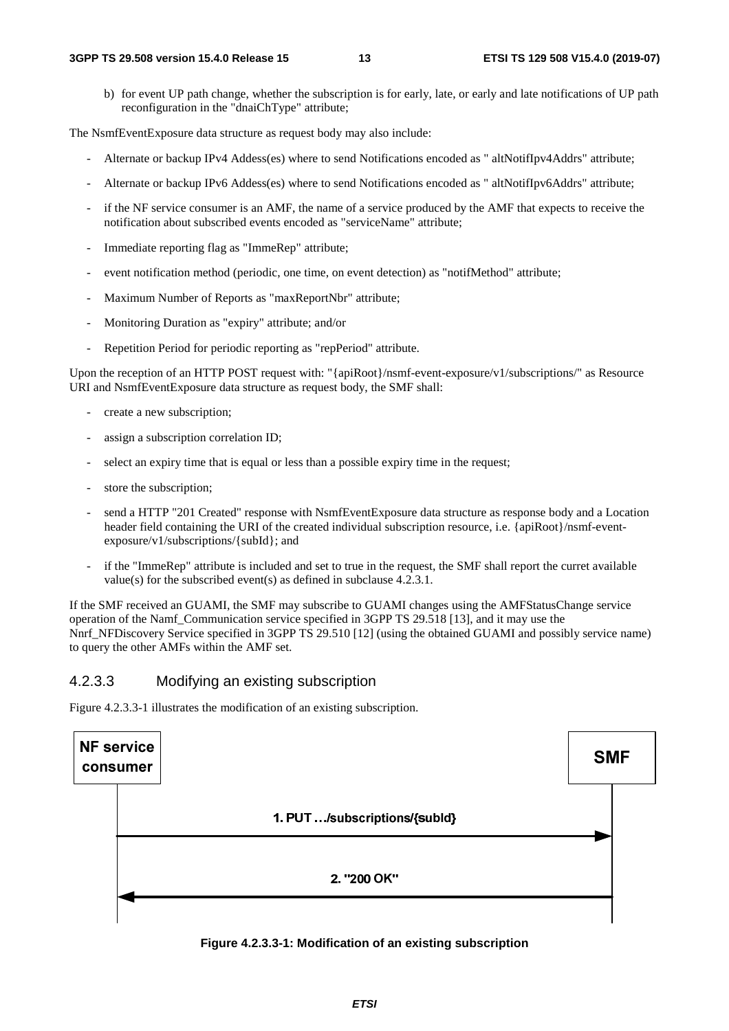b) for event UP path change, whether the subscription is for early, late, or early and late notifications of UP path reconfiguration in the "dnaiChType" attribute;

The NsmfEventExposure data structure as request body may also include:

- Alternate or backup IPv4 Addess(es) where to send Notifications encoded as " altNotifIpv4Addrs" attribute;
- Alternate or backup IPv6 Addess(es) where to send Notifications encoded as " altNotifIpv6Addrs" attribute;
- if the NF service consumer is an AMF, the name of a service produced by the AMF that expects to receive the notification about subscribed events encoded as "serviceName" attribute;
- Immediate reporting flag as "ImmeRep" attribute;
- event notification method (periodic, one time, on event detection) as "notifMethod" attribute;
- Maximum Number of Reports as "maxReportNbr" attribute;
- Monitoring Duration as "expiry" attribute; and/or
- Repetition Period for periodic reporting as "repPeriod" attribute.

Upon the reception of an HTTP POST request with: "{apiRoot}/nsmf-event-exposure/v1/subscriptions/" as Resource URI and NsmfEventExposure data structure as request body, the SMF shall:

- create a new subscription;
- assign a subscription correlation ID;
- select an expiry time that is equal or less than a possible expiry time in the request;
- store the subscription;
- send a HTTP "201 Created" response with NsmfEventExposure data structure as response body and a Location header field containing the URI of the created individual subscription resource, i.e. {apiRoot}/nsmf-event-exposure/v1/subscriptions/{subId}; and
- if the "ImmeRep" attribute is included and set to true in the request, the SMF shall report the curret available value(s) for the subscribed event(s) as defined in subclause 4.2.3.1.

If the SMF received an GUAMI, the SMF may subscribe to GUAMI changes using the AMFStatusChange service operation of the Namf_Communication service specified in 3GPP TS 29.518 [13], and it may use the Nnrf_NFDiscovery Service specified in 3GPP TS 29.510 [12] (using the obtained GUAMI and possibly service name) to query the other AMFs within the AMF set.

### 4.2.3.3 Modifying an existing subscription

Figure 4.2.3.3-1 illustrates the modification of an existing subscription.

NF service consumer | SMF

1. PUT …/subscriptions/{subId}

2. "200 OK"

**Figure 4.2.3.3-1: Modification of an existing subscription**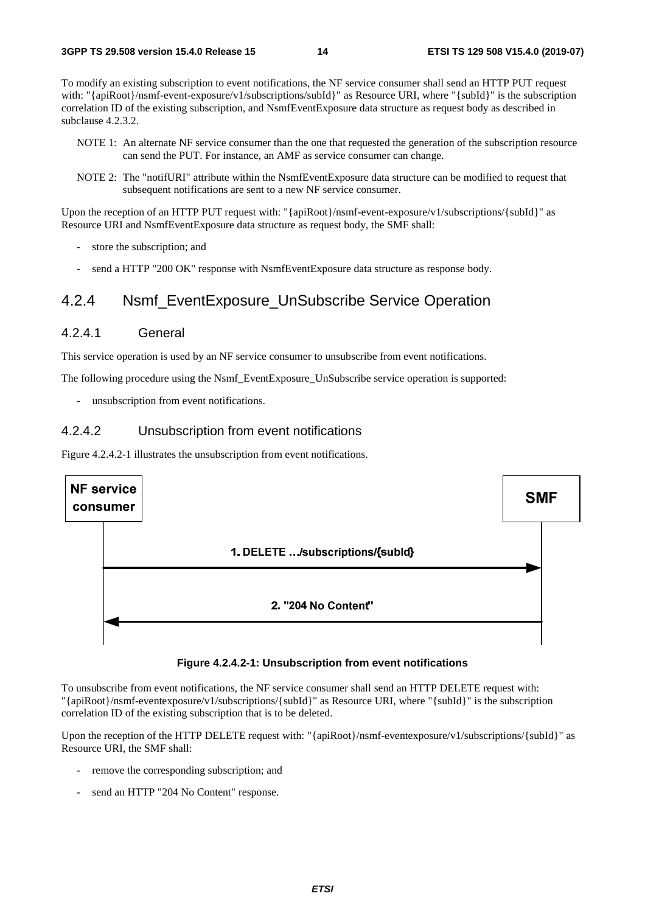To modify an existing subscription to event notifications, the NF service consumer shall send an HTTP PUT request with: "{apiRoot}/nsmf-event-exposure/v1/subscriptions/subId}" as Resource URI, where "{subId}" is the subscription correlation ID of the existing subscription, and NsmfEventExposure data structure as request body as described in subclause 4.2.3.2.

NOTE 1: An alternate NF service consumer than the one that requested the generation of the subscription resource can send the PUT. For instance, an AMF as service consumer can change.

NOTE 2: The "notifURI" attribute within the NsmfEventExposure data structure can be modified to request that subsequent notifications are sent to a new NF service consumer.

Upon the reception of an HTTP PUT request with: "{apiRoot}/nsmf-event-exposure/v1/subscriptions/{subId}" as Resource URI and NsmfEventExposure data structure as request body, the SMF shall:

- store the subscription; and
- send a HTTP "200 OK" response with NsmfEventExposure data structure as response body.

## 4.2.4 Nsmf_EventExposure_UnSubscribe Service Operation

### 4.2.4.1 General

This service operation is used by an NF service consumer to unsubscribe from event notifications.

The following procedure using the Nsmf_EventExposure_UnSubscribe service operation is supported:

- unsubscription from event notifications.

### 4.2.4.2 Unsubscription from event notifications

Figure 4.2.4.2-1 illustrates the unsubscription from event notifications.

NF service consumer → SMF: 1. DELETE …/subscriptions/{subId}

SMF → NF service consumer: 2. "204 No Content"

**Figure 4.2.4.2-1: Unsubscription from event notifications**

To unsubscribe from event notifications, the NF service consumer shall send an HTTP DELETE request with: "{apiRoot}/nsmf-eventexposure/v1/subscriptions/{subId}" as Resource URI, where "{subId}" is the subscription correlation ID of the existing subscription that is to be deleted.

Upon the reception of the HTTP DELETE request with: "{apiRoot}/nsmf-eventexposure/v1/subscriptions/{subId}" as Resource URI, the SMF shall:

- remove the corresponding subscription; and
- send an HTTP "204 No Content" response.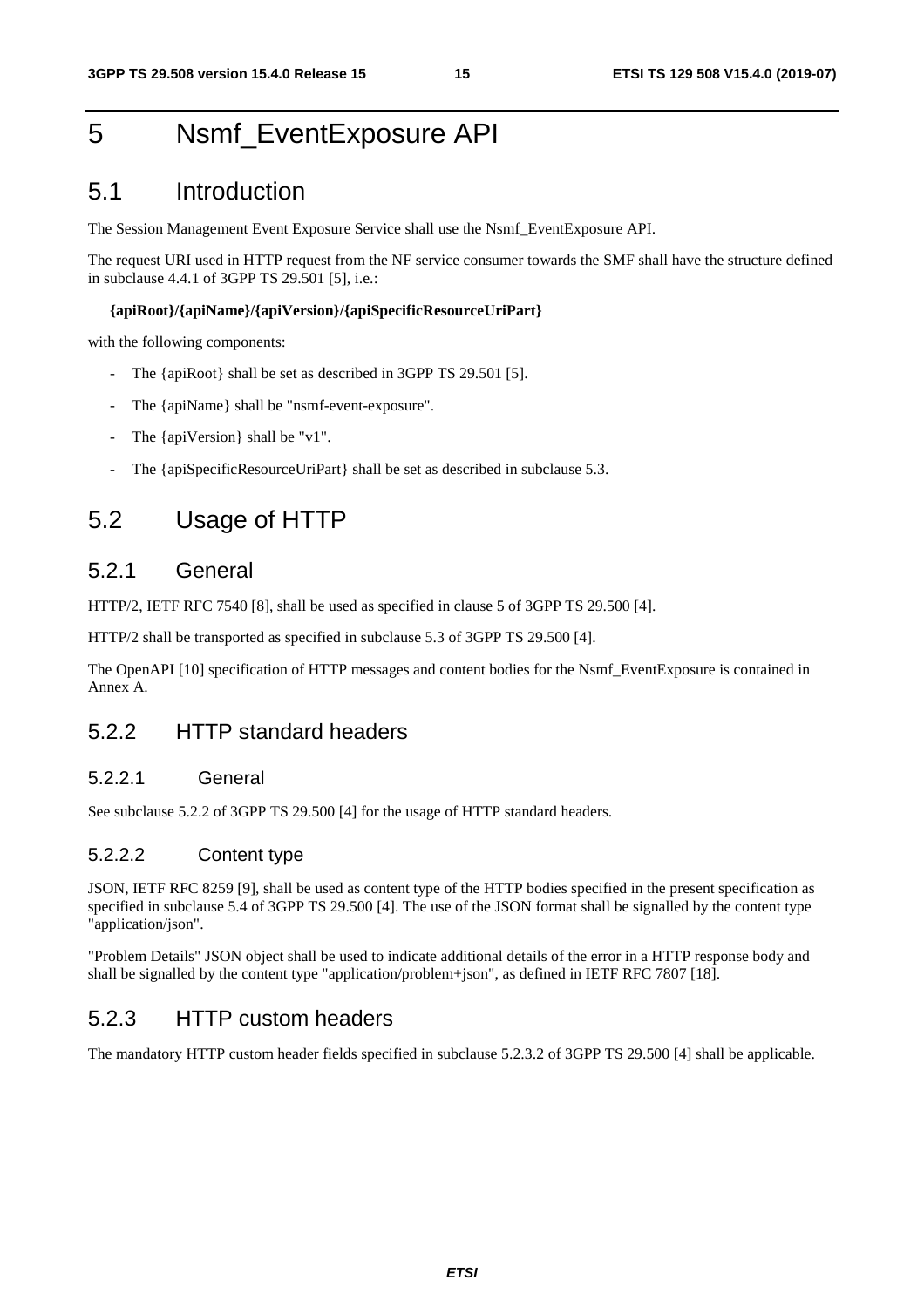# 5 Nsmf_EventExposure API

## 5.1 Introduction

The Session Management Event Exposure Service shall use the Nsmf_EventExposure API.

The request URI used in HTTP request from the NF service consumer towards the SMF shall have the structure defined in subclause 4.4.1 of 3GPP TS 29.501 [5], i.e.:

**{apiRoot}/{apiName}/{apiVersion}/{apiSpecificResourceUriPart}**

with the following components:

- The {apiRoot} shall be set as described in 3GPP TS 29.501 [5].
- The {apiName} shall be "nsmf-event-exposure".
- The {apiVersion} shall be "v1".
- The {apiSpecificResourceUriPart} shall be set as described in subclause 5.3.

## 5.2 Usage of HTTP

### 5.2.1 General

HTTP/2, IETF RFC 7540 [8], shall be used as specified in clause 5 of 3GPP TS 29.500 [4].

HTTP/2 shall be transported as specified in subclause 5.3 of 3GPP TS 29.500 [4].

The OpenAPI [10] specification of HTTP messages and content bodies for the Nsmf_EventExposure is contained in Annex A.

### 5.2.2 HTTP standard headers

#### 5.2.2.1 General

See subclause 5.2.2 of 3GPP TS 29.500 [4] for the usage of HTTP standard headers.

#### 5.2.2.2 Content type

JSON, IETF RFC 8259 [9], shall be used as content type of the HTTP bodies specified in the present specification as specified in subclause 5.4 of 3GPP TS 29.500 [4]. The use of the JSON format shall be signalled by the content type "application/json".

"Problem Details" JSON object shall be used to indicate additional details of the error in a HTTP response body and shall be signalled by the content type "application/problem+json", as defined in IETF RFC 7807 [18].

### 5.2.3 HTTP custom headers

The mandatory HTTP custom header fields specified in subclause 5.2.3.2 of 3GPP TS 29.500 [4] shall be applicable.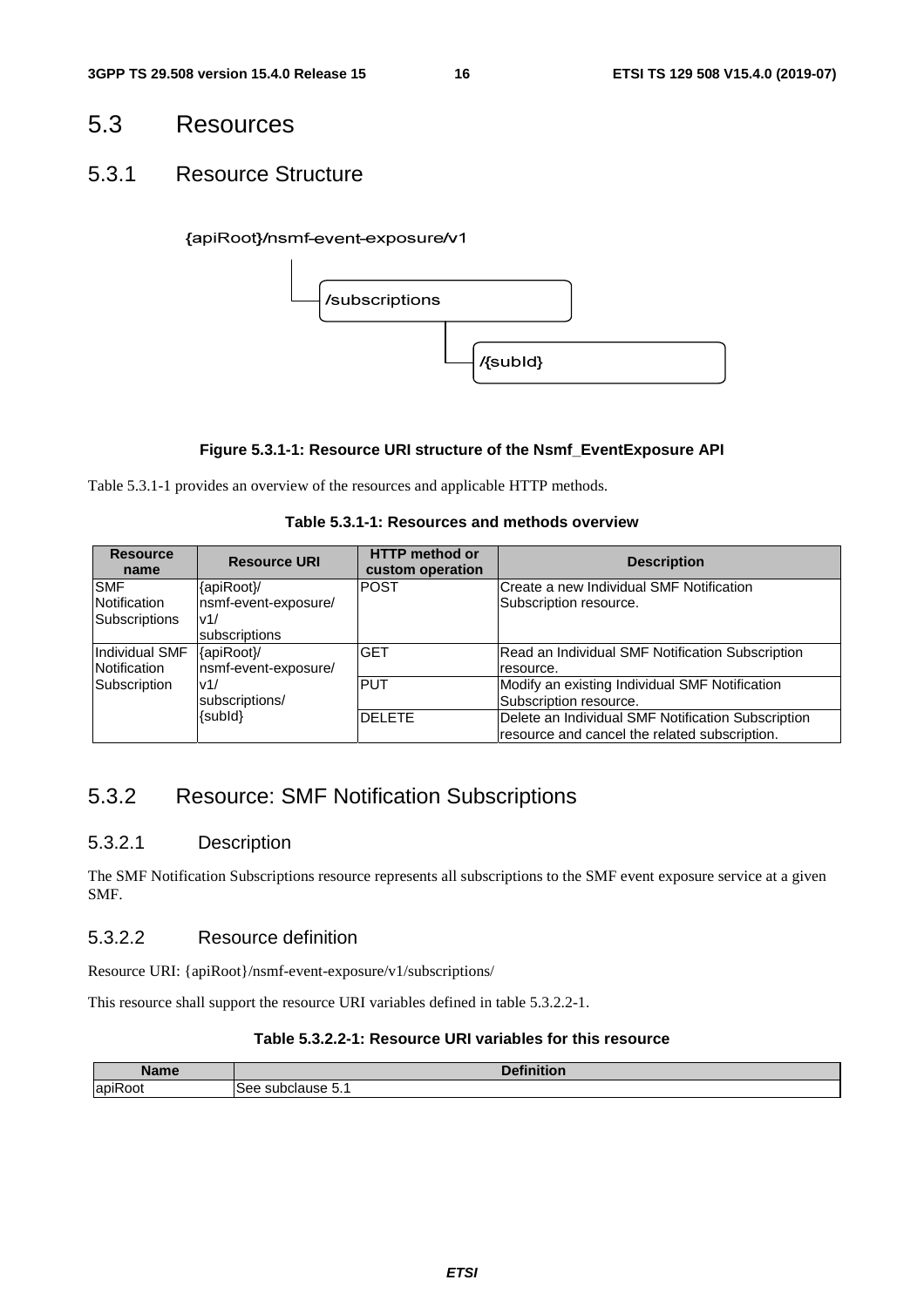# 5.3 Resources

## 5.3.1 Resource Structure

{apiRoot}/nsmf-event-exposure/v1

/subscriptions

/{subId}

**Figure 5.3.1-1: Resource URI structure of the Nsmf_EventExposure API**

Table 5.3.1-1 provides an overview of the resources and applicable HTTP methods.

**Table 5.3.1-1: Resources and methods overview**

| Resource name | Resource URI | HTTP method or custom operation | Description |
|---|---|---|---|
| SMF Notification Subscriptions | {apiRoot}/ nsmf-event-exposure/ v1/ subscriptions | POST | Create a new Individual SMF Notification Subscription resource. |
| Individual SMF Notification Subscription | {apiRoot}/ nsmf-event-exposure/ v1/ subscriptions/ {subId} | GET | Read an Individual SMF Notification Subscription resource. |
| | | PUT | Modify an existing Individual SMF Notification Subscription resource. |
| | | DELETE | Delete an Individual SMF Notification Subscription resource and cancel the related subscription. |

## 5.3.2 Resource: SMF Notification Subscriptions

### 5.3.2.1 Description

The SMF Notification Subscriptions resource represents all subscriptions to the SMF event exposure service at a given SMF.

### 5.3.2.2 Resource definition

Resource URI: {apiRoot}/nsmf-event-exposure/v1/subscriptions/

This resource shall support the resource URI variables defined in table 5.3.2.2-1.

**Table 5.3.2.2-1: Resource URI variables for this resource**

| Name | Definition |
|---|---|
| apiRoot | See subclause 5.1 |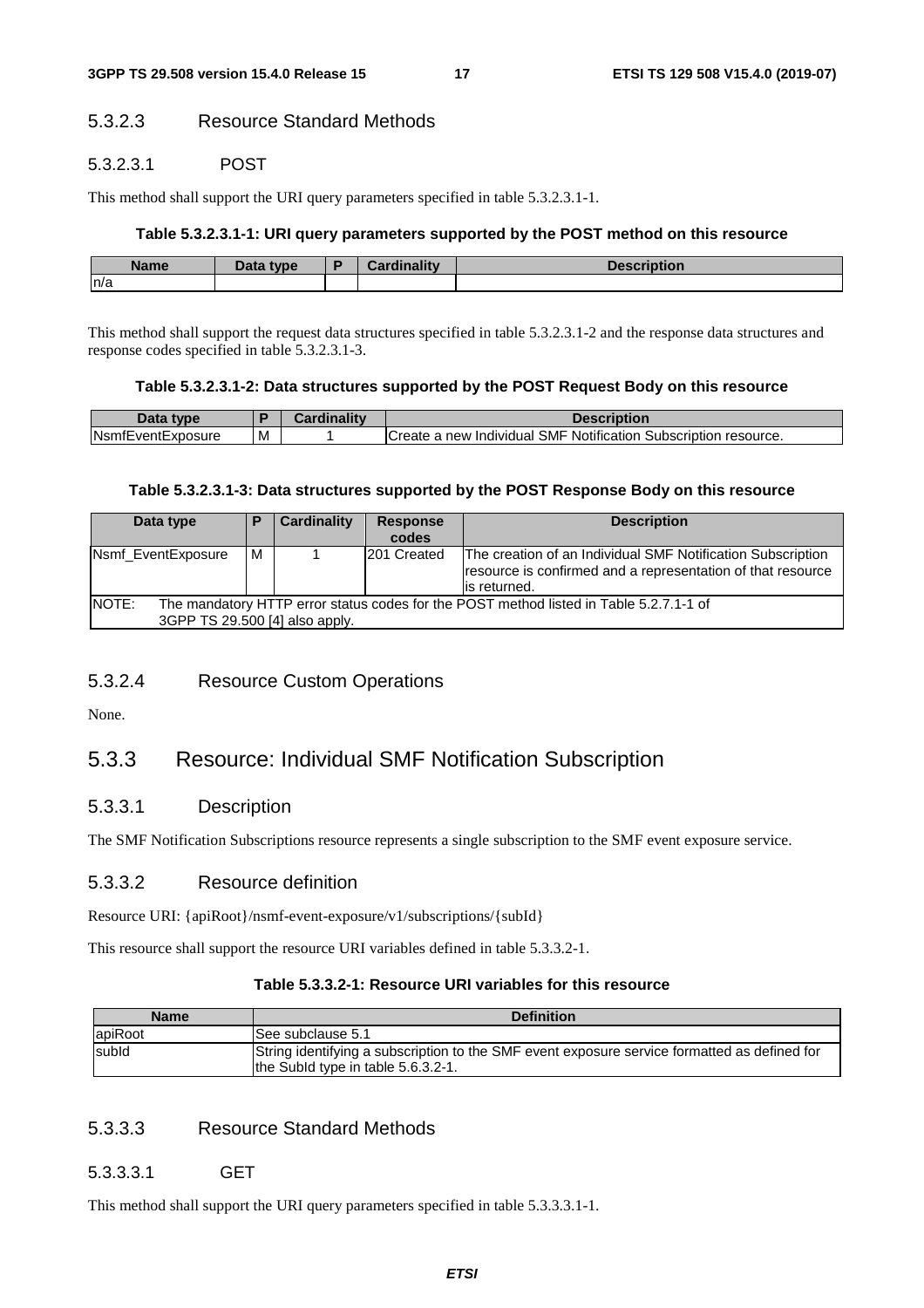#### 5.3.2.3 Resource Standard Methods

##### 5.3.2.3.1 POST

This method shall support the URI query parameters specified in table 5.3.2.3.1-1.

**Table 5.3.2.3.1-1: URI query parameters supported by the POST method on this resource**

| Name | Data type | P | Cardinality | Description |
| --- | --- | --- | --- | --- |
| n/a | | | | |

This method shall support the request data structures specified in table 5.3.2.3.1-2 and the response data structures and response codes specified in table 5.3.2.3.1-3.

**Table 5.3.2.3.1-2: Data structures supported by the POST Request Body on this resource**

| Data type | P | Cardinality | Description |
| --- | --- | --- | --- |
| NsmfEventExposure | M | 1 | Create a new Individual SMF Notification Subscription resource. |

**Table 5.3.2.3.1-3: Data structures supported by the POST Response Body on this resource**

| Data type | P | Cardinality | Response codes | Description |
| --- | --- | --- | --- | --- |
| Nsmf_EventExposure | M | 1 | 201 Created | The creation of an Individual SMF Notification Subscription resource is confirmed and a representation of that resource is returned. |
| NOTE: The mandatory HTTP error status codes for the POST method listed in Table 5.2.7.1-1 of 3GPP TS 29.500 [4] also apply. | | | | |

#### 5.3.2.4 Resource Custom Operations

None.

### 5.3.3 Resource: Individual SMF Notification Subscription

#### 5.3.3.1 Description

The SMF Notification Subscriptions resource represents a single subscription to the SMF event exposure service.

#### 5.3.3.2 Resource definition

Resource URI: {apiRoot}/nsmf-event-exposure/v1/subscriptions/{subId}

This resource shall support the resource URI variables defined in table 5.3.3.2-1.

**Table 5.3.3.2-1: Resource URI variables for this resource**

| Name | Definition |
| --- | --- |
| apiRoot | See subclause 5.1 |
| subId | String identifying a subscription to the SMF event exposure service formatted as defined for the SubId type in table 5.6.3.2-1. |

#### 5.3.3.3 Resource Standard Methods

##### 5.3.3.3.1 GET

This method shall support the URI query parameters specified in table 5.3.3.3.1-1.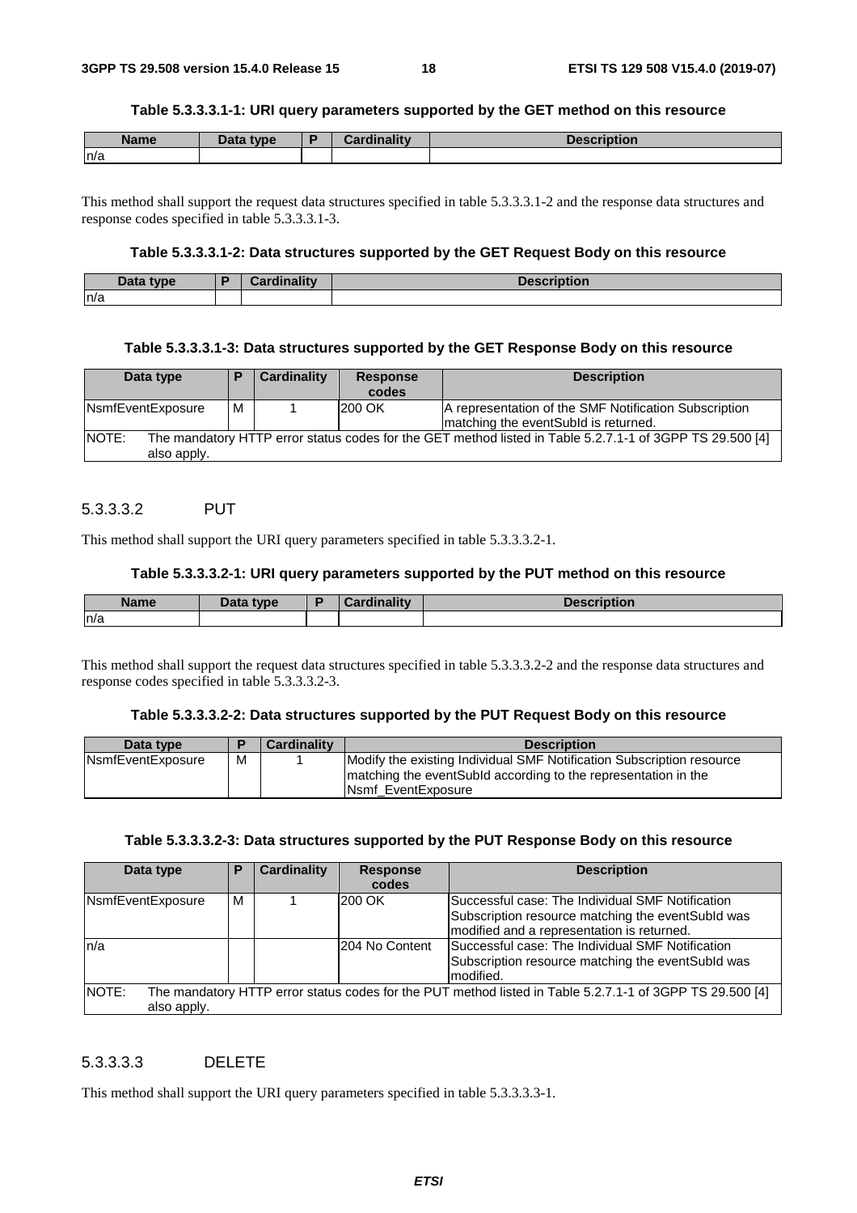**Table 5.3.3.3.1-1: URI query parameters supported by the GET method on this resource**

| Name | Data type | P | Cardinality | Description |
|---|---|---|---|---|
| n/a | | | | |

This method shall support the request data structures specified in table 5.3.3.3.1-2 and the response data structures and response codes specified in table 5.3.3.3.1-3.

**Table 5.3.3.3.1-2: Data structures supported by the GET Request Body on this resource**

| Data type | P | Cardinality | Description |
|---|---|---|---|
| n/a | | | |

**Table 5.3.3.3.1-3: Data structures supported by the GET Response Body on this resource**

| Data type | P | Cardinality | Response codes | Description |
|---|---|---|---|---|
| NsmfEventExposure | M | 1 | 200 OK | A representation of the SMF Notification Subscription matching the eventSubId is returned. |
| NOTE: The mandatory HTTP error status codes for the GET method listed in Table 5.2.7.1-1 of 3GPP TS 29.500 [4] also apply. | | | | |

#### 5.3.3.3.2 PUT

This method shall support the URI query parameters specified in table 5.3.3.3.2-1.

**Table 5.3.3.3.2-1: URI query parameters supported by the PUT method on this resource**

| Name | Data type | P | Cardinality | Description |
|---|---|---|---|---|
| n/a | | | | |

This method shall support the request data structures specified in table 5.3.3.3.2-2 and the response data structures and response codes specified in table 5.3.3.3.2-3.

**Table 5.3.3.3.2-2: Data structures supported by the PUT Request Body on this resource**

| Data type | P | Cardinality | Description |
|---|---|---|---|
| NsmfEventExposure | M | 1 | Modify the existing Individual SMF Notification Subscription resource matching the eventSubId according to the representation in the Nsmf_EventExposure |

**Table 5.3.3.3.2-3: Data structures supported by the PUT Response Body on this resource**

| Data type | P | Cardinality | Response codes | Description |
|---|---|---|---|---|
| NsmfEventExposure | M | 1 | 200 OK | Successful case: The Individual SMF Notification Subscription resource matching the eventSubId was modified and a representation is returned. |
| n/a | | | 204 No Content | Successful case: The Individual SMF Notification Subscription resource matching the eventSubId was modified. |
| NOTE: The mandatory HTTP error status codes for the PUT method listed in Table 5.2.7.1-1 of 3GPP TS 29.500 [4] also apply. | | | | |

#### 5.3.3.3.3 DELETE

This method shall support the URI query parameters specified in table 5.3.3.3.3-1.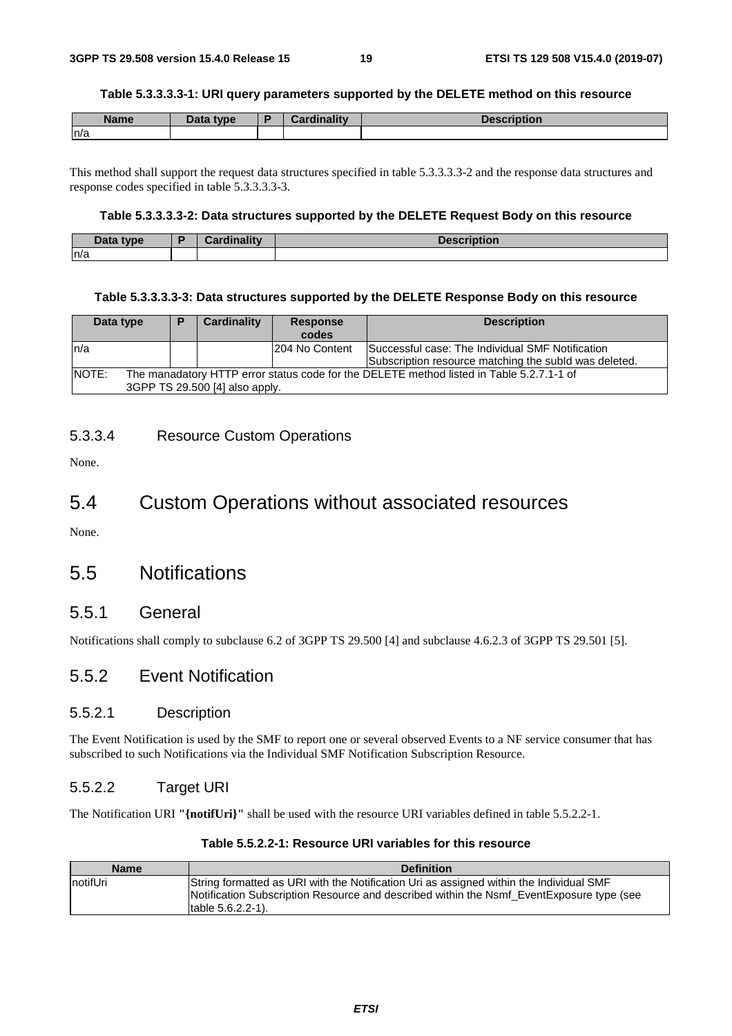**Table 5.3.3.3.3-1: URI query parameters supported by the DELETE method on this resource**

| Name | Data type | P | Cardinality | Description |
|---|---|---|---|---|
| n/a | | | | |

This method shall support the request data structures specified in table 5.3.3.3.3-2 and the response data structures and response codes specified in table 5.3.3.3.3-3.

**Table 5.3.3.3.3-2: Data structures supported by the DELETE Request Body on this resource**

| Data type | P | Cardinality | Description |
|---|---|---|---|
| n/a | | | |

**Table 5.3.3.3.3-3: Data structures supported by the DELETE Response Body on this resource**

| Data type | P | Cardinality | Response codes | Description |
|---|---|---|---|---|
| n/a | | | 204 No Content | Successful case: The Individual SMF Notification Subscription resource matching the subId was deleted. |
| NOTE: The manadatory HTTP error status code for the DELETE method listed in Table 5.2.7.1-1 of 3GPP TS 29.500 [4] also apply. | | | | |

#### 5.3.3.4 Resource Custom Operations

None.

## 5.4 Custom Operations without associated resources

None.

## 5.5 Notifications

### 5.5.1 General

Notifications shall comply to subclause 6.2 of 3GPP TS 29.500 [4] and subclause 4.6.2.3 of 3GPP TS 29.501 [5].

### 5.5.2 Event Notification

#### 5.5.2.1 Description

The Event Notification is used by the SMF to report one or several observed Events to a NF service consumer that has subscribed to such Notifications via the Individual SMF Notification Subscription Resource.

#### 5.5.2.2 Target URI

The Notification URI **"{notifUri}"** shall be used with the resource URI variables defined in table 5.5.2.2-1.

**Table 5.5.2.2-1: Resource URI variables for this resource**

| Name | Definition |
|---|---|
| notifUri | String formatted as URI with the Notification Uri as assigned within the Individual SMF Notification Subscription Resource and described within the Nsmf_EventExposure type (see table 5.6.2.2-1). |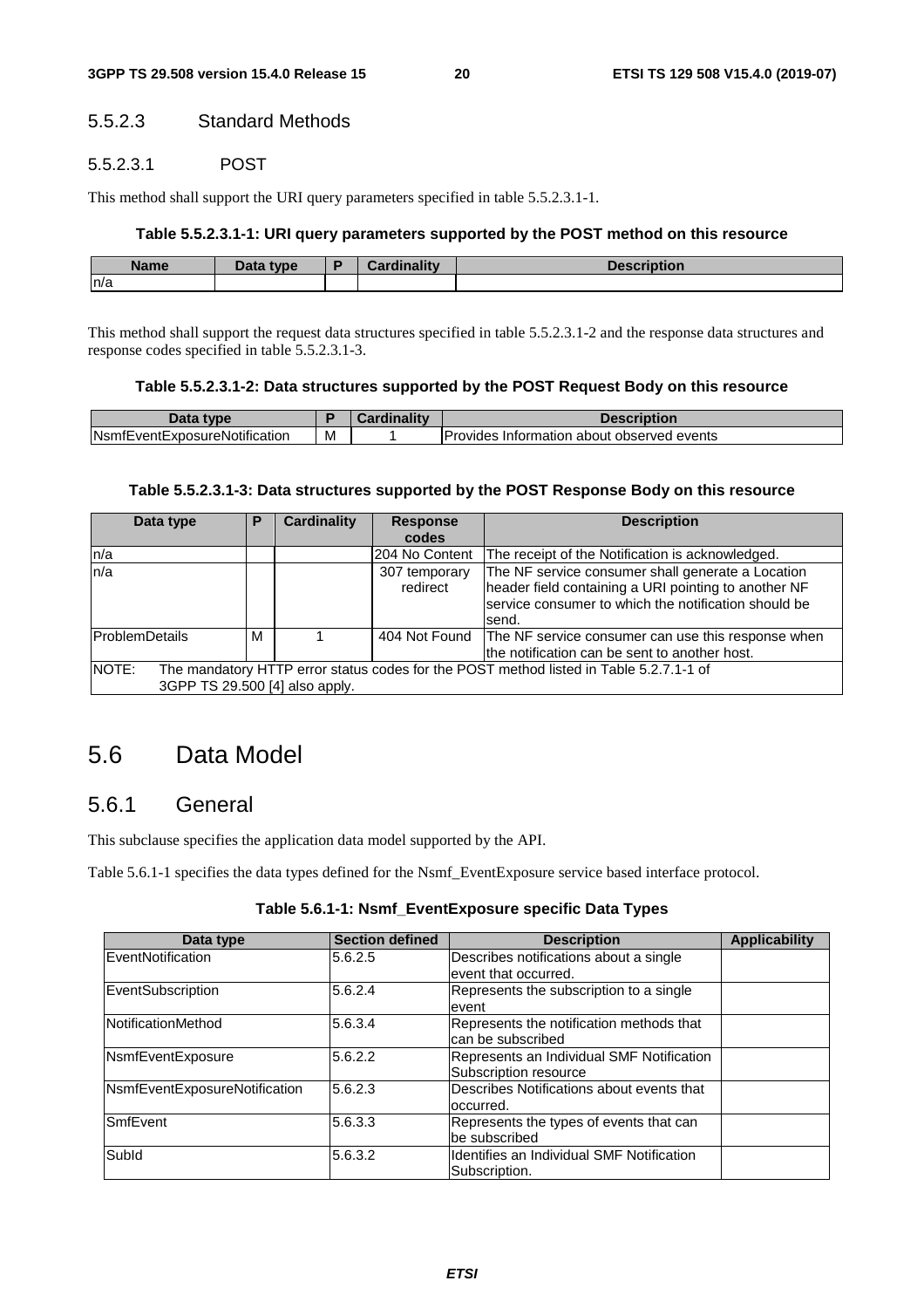#### 5.5.2.3 Standard Methods

##### 5.5.2.3.1 POST

This method shall support the URI query parameters specified in table 5.5.2.3.1-1.

**Table 5.5.2.3.1-1: URI query parameters supported by the POST method on this resource**

| Name | Data type | P | Cardinality | Description |
|---|---|---|---|---|
| n/a | | | | |

This method shall support the request data structures specified in table 5.5.2.3.1-2 and the response data structures and response codes specified in table 5.5.2.3.1-3.

**Table 5.5.2.3.1-2: Data structures supported by the POST Request Body on this resource**

| Data type | P | Cardinality | Description |
|---|---|---|---|
| NsmfEventExposureNotification | M | 1 | Provides Information about observed events |

**Table 5.5.2.3.1-3: Data structures supported by the POST Response Body on this resource**

| Data type | P | Cardinality | Response codes | Description |
|---|---|---|---|---|
| n/a | | | 204 No Content | The receipt of the Notification is acknowledged. |
| n/a | | | 307 temporary redirect | The NF service consumer shall generate a Location header field containing a URI pointing to another NF service consumer to which the notification should be send. |
| ProblemDetails | M | 1 | 404 Not Found | The NF service consumer can use this response when the notification can be sent to another host. |
| NOTE: The mandatory HTTP error status codes for the POST method listed in Table 5.2.7.1-1 of 3GPP TS 29.500 [4] also apply. | | | | |

## 5.6 Data Model

### 5.6.1 General

This subclause specifies the application data model supported by the API.

Table 5.6.1-1 specifies the data types defined for the Nsmf_EventExposure service based interface protocol.

**Table 5.6.1-1: Nsmf_EventExposure specific Data Types**

| Data type | Section defined | Description | Applicability |
|---|---|---|---|
| EventNotification | 5.6.2.5 | Describes notifications about a single event that occurred. | |
| EventSubscription | 5.6.2.4 | Represents the subscription to a single event | |
| NotificationMethod | 5.6.3.4 | Represents the notification methods that can be subscribed | |
| NsmfEventExposure | 5.6.2.2 | Represents an Individual SMF Notification Subscription resource | |
| NsmfEventExposureNotification | 5.6.2.3 | Describes Notifications about events that occurred. | |
| SmfEvent | 5.6.3.3 | Represents the types of events that can be subscribed | |
| SubId | 5.6.3.2 | Identifies an Individual SMF Notification Subscription. | |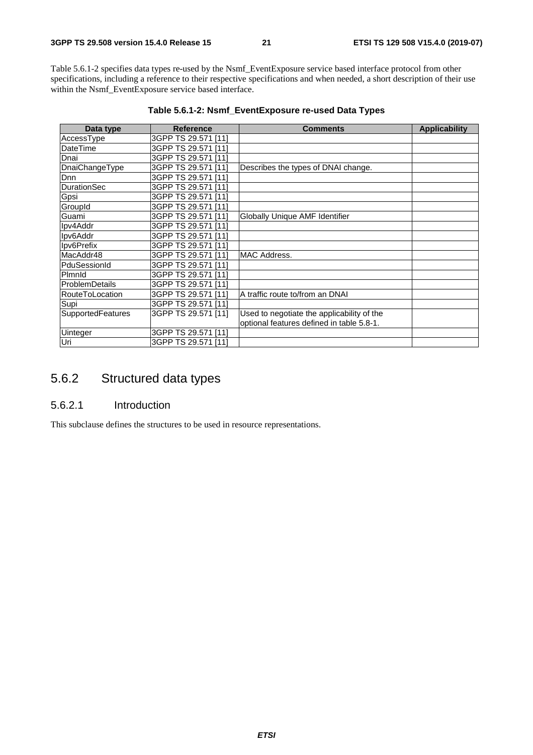Table 5.6.1-2 specifies data types re-used by the Nsmf_EventExposure service based interface protocol from other specifications, including a reference to their respective specifications and when needed, a short description of their use within the Nsmf_EventExposure service based interface.

**Table 5.6.1-2: Nsmf_EventExposure re-used Data Types**

| Data type | Reference | Comments | Applicability |
|---|---|---|---|
| AccessType | 3GPP TS 29.571 [11] | | |
| DateTime | 3GPP TS 29.571 [11] | | |
| Dnai | 3GPP TS 29.571 [11] | | |
| DnaiChangeType | 3GPP TS 29.571 [11] | Describes the types of DNAI change. | |
| Dnn | 3GPP TS 29.571 [11] | | |
| DurationSec | 3GPP TS 29.571 [11] | | |
| Gpsi | 3GPP TS 29.571 [11] | | |
| GroupId | 3GPP TS 29.571 [11] | | |
| Guami | 3GPP TS 29.571 [11] | Globally Unique AMF Identifier | |
| Ipv4Addr | 3GPP TS 29.571 [11] | | |
| Ipv6Addr | 3GPP TS 29.571 [11] | | |
| Ipv6Prefix | 3GPP TS 29.571 [11] | | |
| MacAddr48 | 3GPP TS 29.571 [11] | MAC Address. | |
| PduSessionId | 3GPP TS 29.571 [11] | | |
| PlmnId | 3GPP TS 29.571 [11] | | |
| ProblemDetails | 3GPP TS 29.571 [11] | | |
| RouteToLocation | 3GPP TS 29.571 [11] | A traffic route to/from an DNAI | |
| Supi | 3GPP TS 29.571 [11] | | |
| SupportedFeatures | 3GPP TS 29.571 [11] | Used to negotiate the applicability of the optional features defined in table 5.8-1. | |
| Uinteger | 3GPP TS 29.571 [11] | | |
| Uri | 3GPP TS 29.571 [11] | | |

## 5.6.2 Structured data types

### 5.6.2.1 Introduction

This subclause defines the structures to be used in resource representations.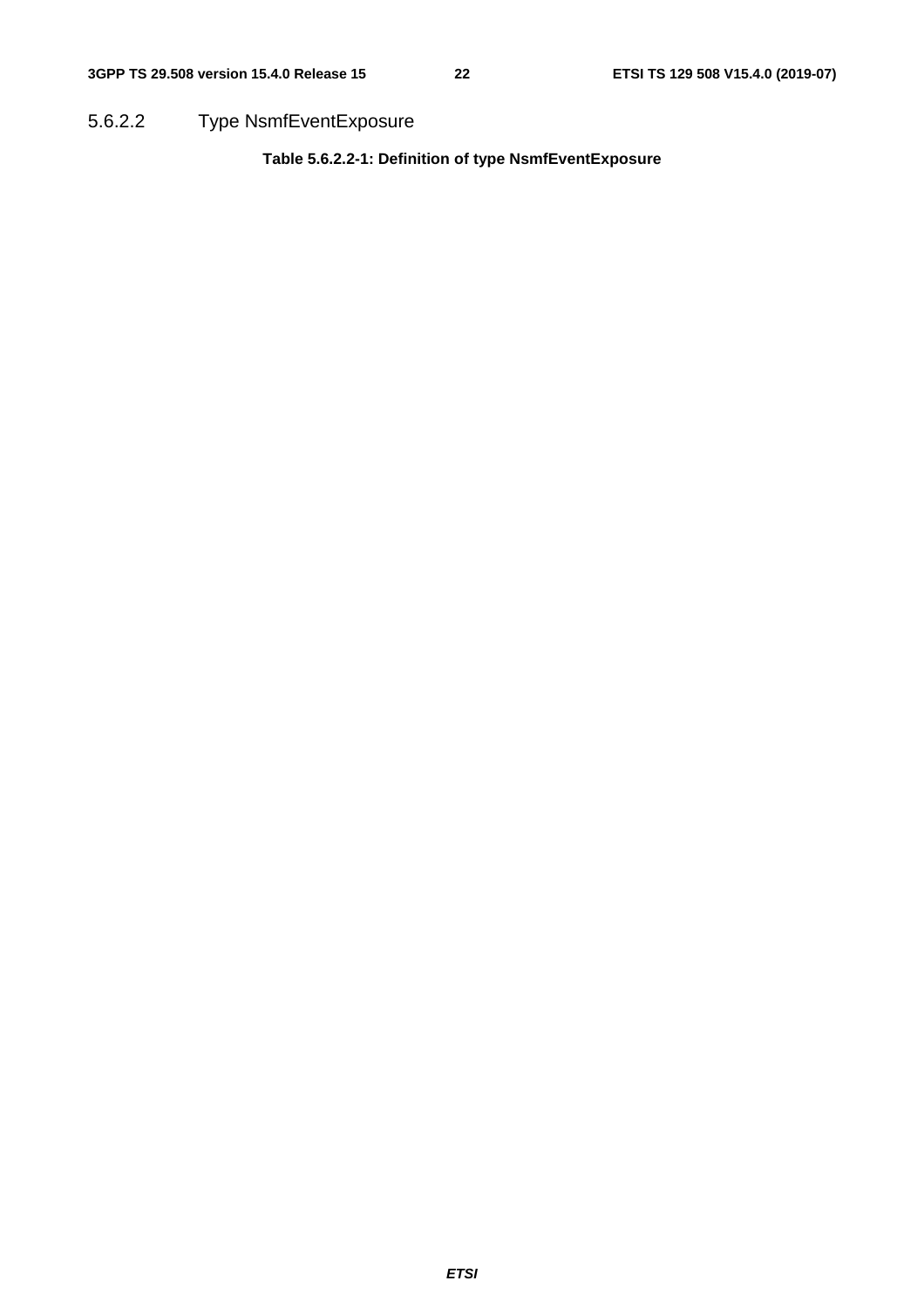#### 5.6.2.2 Type NsmfEventExposure

**Table 5.6.2.2-1: Definition of type NsmfEventExposure**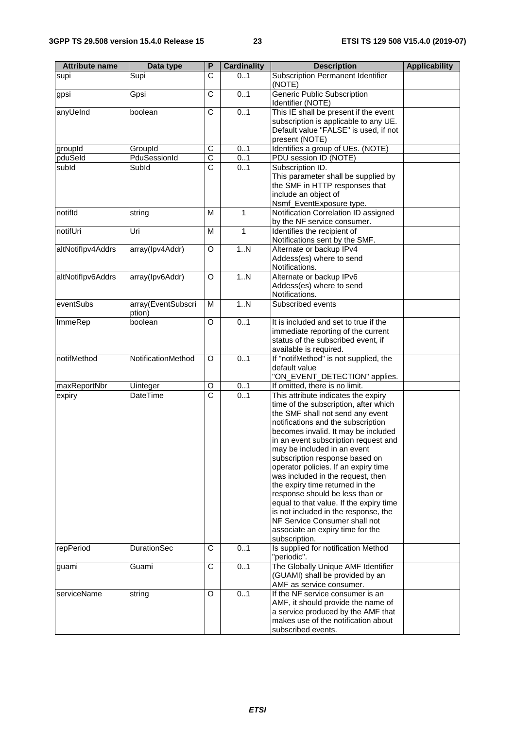| Attribute name | Data type | P | Cardinality | Description | Applicability |
| --- | --- | --- | --- | --- | --- |
| supi | Supi | C | 0..1 | Subscription Permanent Identifier (NOTE) | |
| gpsi | Gpsi | C | 0..1 | Generic Public Subscription Identifier (NOTE) | |
| anyUeInd | boolean | C | 0..1 | This IE shall be present if the event subscription is applicable to any UE. Default value "FALSE" is used, if not present (NOTE) | |
| groupId | GroupId | C | 0..1 | Identifies a group of UEs. (NOTE) | |
| pduSeId | PduSessionId | C | 0..1 | PDU session ID (NOTE) | |
| subId | SubId | C | 0..1 | Subscription ID. This parameter shall be supplied by the SMF in HTTP responses that include an object of Nsmf_EventExposure type. | |
| notifId | string | M | 1 | Notification Correlation ID assigned by the NF service consumer. | |
| notifUri | Uri | M | 1 | Identifies the recipient of Notifications sent by the SMF. | |
| altNotifIpv4Addrs | array(Ipv4Addr) | O | 1..N | Alternate or backup IPv4 Addess(es) where to send Notifications. | |
| altNotifIpv6Addrs | array(Ipv6Addr) | O | 1..N | Alternate or backup IPv6 Addess(es) where to send Notifications. | |
| eventSubs | array(EventSubscription) | M | 1..N | Subscribed events | |
| ImmeRep | boolean | O | 0..1 | It is included and set to true if the immediate reporting of the current status of the subscribed event, if available is required. | |
| notifMethod | NotificationMethod | O | 0..1 | If "notifMethod" is not supplied, the default value "ON_EVENT_DETECTION" applies. | |
| maxReportNbr | Uinteger | O | 0..1 | If omitted, there is no limit. | |
| expiry | DateTime | C | 0..1 | This attribute indicates the expiry time of the subscription, after which the SMF shall not send any event notifications and the subscription becomes invalid. It may be included in an event subscription request and may be included in an event subscription response based on operator policies. If an expiry time was included in the request, then the expiry time returned in the response should be less than or equal to that value. If the expiry time is not included in the response, the NF Service Consumer shall not associate an expiry time for the subscription. | |
| repPeriod | DurationSec | C | 0..1 | Is supplied for notification Method "periodic". | |
| guami | Guami | C | 0..1 | The Globally Unique AMF Identifier (GUAMI) shall be provided by an AMF as service consumer. | |
| serviceName | string | O | 0..1 | If the NF service consumer is an AMF, it should provide the name of a service produced by the AMF that makes use of the notification about subscribed events. | |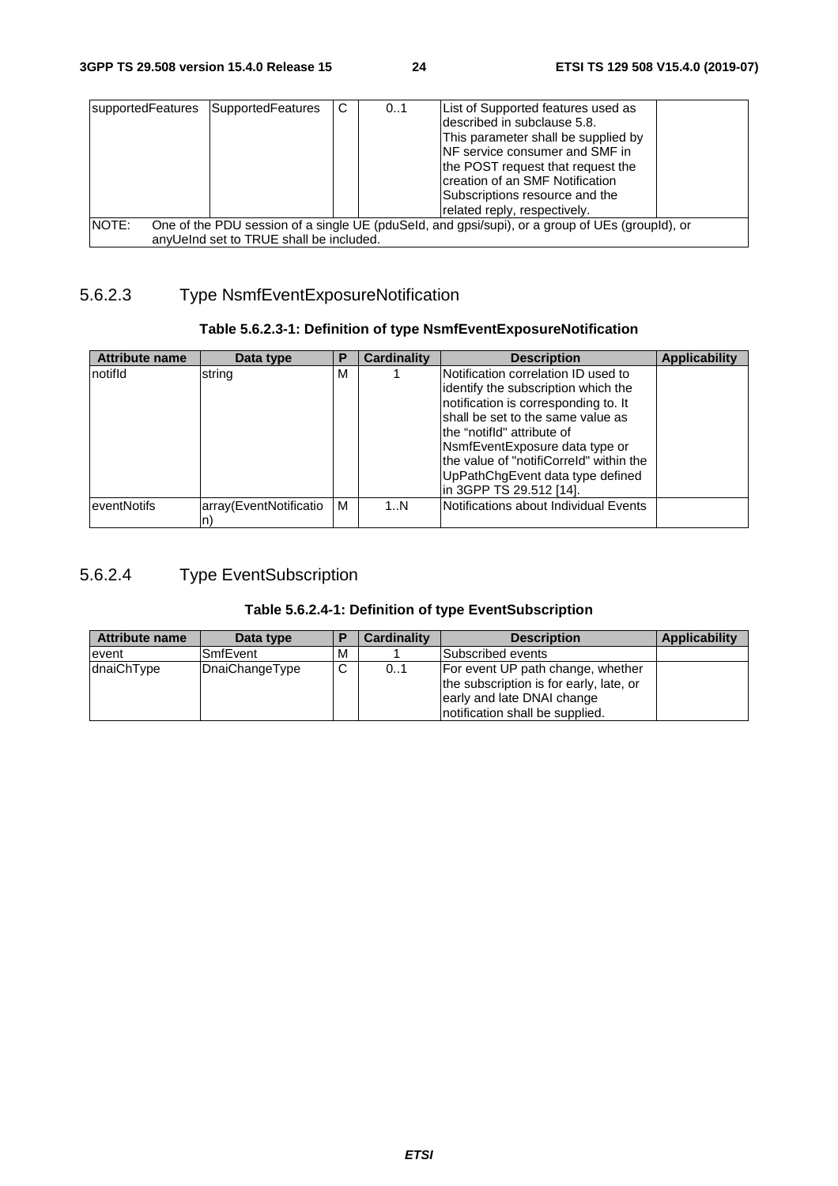| supportedFeatures | SupportedFeatures | C | 0..1 | List of Supported features used as described in subclause 5.8. This parameter shall be supplied by NF service consumer and SMF in the POST request that request the creation of an SMF Notification Subscriptions resource and the related reply, respectively. | |
|---|---|---|---|---|---|
| NOTE: One of the PDU session of a single UE (pduSeId, and gpsi/supi), or a group of UEs (groupId), or anyUeInd set to TRUE shall be included. | | | | | |

### 5.6.2.3 Type NsmfEventExposureNotification

**Table 5.6.2.3-1: Definition of type NsmfEventExposureNotification**

| Attribute name | Data type | P | Cardinality | Description | Applicability |
|---|---|---|---|---|---|
| notifId | string | M | 1 | Notification correlation ID used to identify the subscription which the notification is corresponding to. It shall be set to the same value as the "notifId" attribute of NsmfEventExposure data type or the value of "notifiCorreId" within the UpPathChgEvent data type defined in 3GPP TS 29.512 [14]. | |
| eventNotifs | array(EventNotification) | M | 1..N | Notifications about Individual Events | |

### 5.6.2.4 Type EventSubscription

**Table 5.6.2.4-1: Definition of type EventSubscription**

| Attribute name | Data type | P | Cardinality | Description | Applicability |
|---|---|---|---|---|---|
| event | SmfEvent | M | 1 | Subscribed events | |
| dnaiChType | DnaiChangeType | C | 0..1 | For event UP path change, whether the subscription is for early, late, or early and late DNAI change notification shall be supplied. | |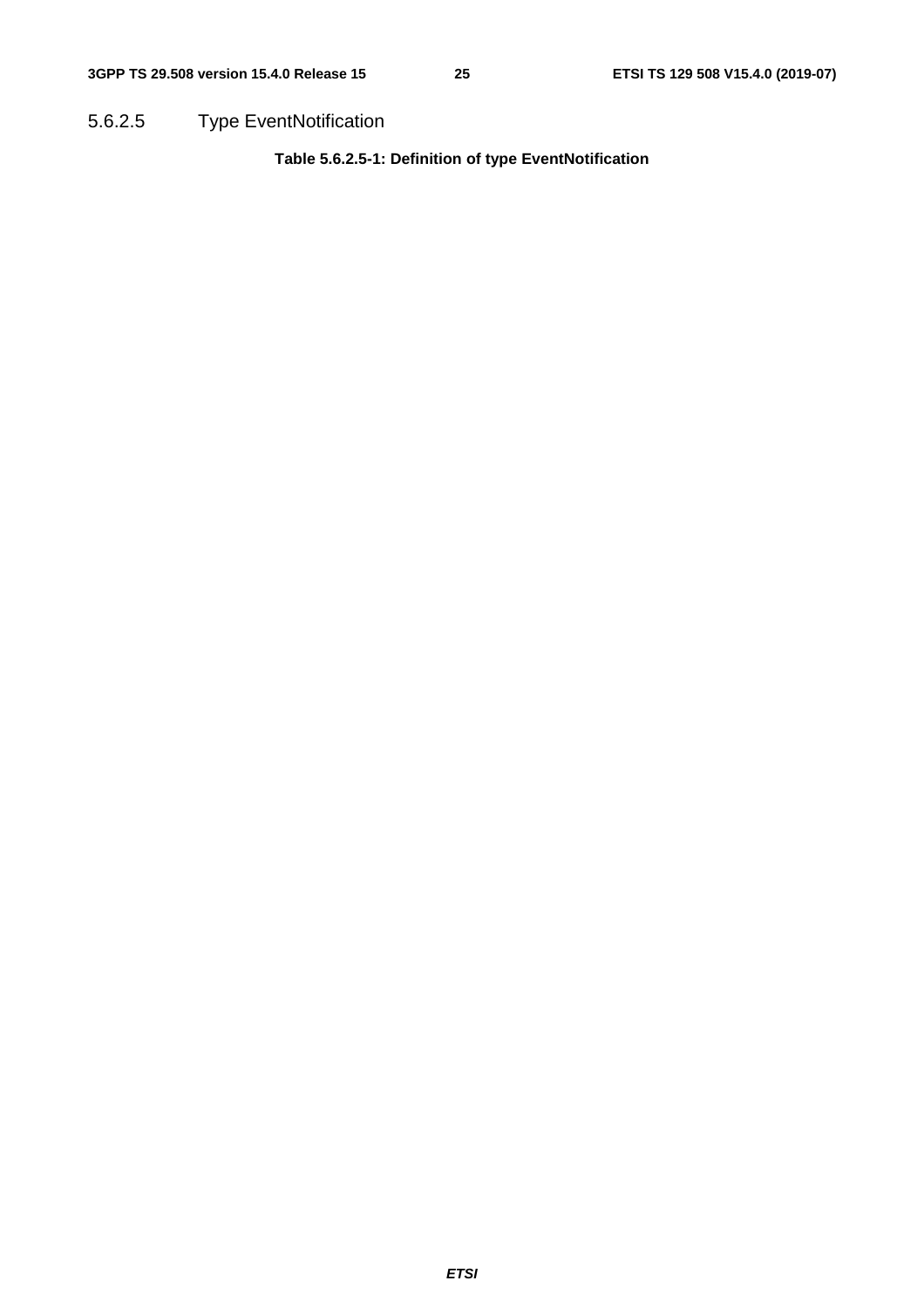#### 5.6.2.5 Type EventNotification

**Table 5.6.2.5-1: Definition of type EventNotification**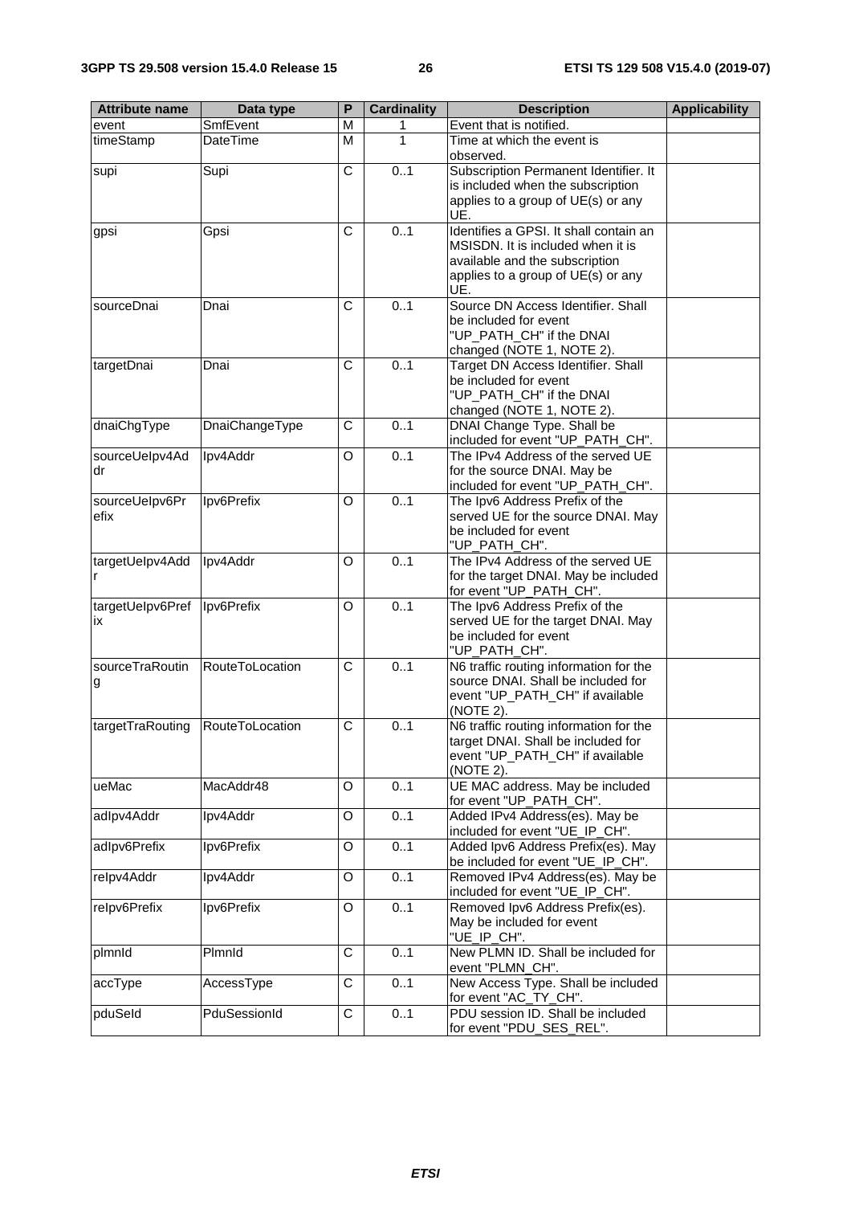| Attribute name | Data type | P | Cardinality | Description | Applicability |
|---|---|---|---|---|---|
| event | SmfEvent | M | 1 | Event that is notified. | |
| timeStamp | DateTime | M | 1 | Time at which the event is observed. | |
| supi | Supi | C | 0..1 | Subscription Permanent Identifier. It is included when the subscription applies to a group of UE(s) or any UE. | |
| gpsi | Gpsi | C | 0..1 | Identifies a GPSI. It shall contain an MSISDN. It is included when it is available and the subscription applies to a group of UE(s) or any UE. | |
| sourceDnai | Dnai | C | 0..1 | Source DN Access Identifier. Shall be included for event "UP_PATH_CH" if the DNAI changed (NOTE 1, NOTE 2). | |
| targetDnai | Dnai | C | 0..1 | Target DN Access Identifier. Shall be included for event "UP_PATH_CH" if the DNAI changed (NOTE 1, NOTE 2). | |
| dnaiChgType | DnaiChangeType | C | 0..1 | DNAI Change Type. Shall be included for event "UP_PATH_CH". | |
| sourceUeIpv4Addr | Ipv4Addr | O | 0..1 | The IPv4 Address of the served UE for the source DNAI. May be included for event "UP_PATH_CH". | |
| sourceUeIpv6Prefix | Ipv6Prefix | O | 0..1 | The Ipv6 Address Prefix of the served UE for the source DNAI. May be included for event "UP_PATH_CH". | |
| targetUeIpv4Addr | Ipv4Addr | O | 0..1 | The IPv4 Address of the served UE for the target DNAI. May be included for event "UP_PATH_CH". | |
| targetUeIpv6Prefix | Ipv6Prefix | O | 0..1 | The Ipv6 Address Prefix of the served UE for the target DNAI. May be included for event "UP_PATH_CH". | |
| sourceTraRouting | RouteToLocation | C | 0..1 | N6 traffic routing information for the source DNAI. Shall be included for event "UP_PATH_CH" if available (NOTE 2). | |
| targetTraRouting | RouteToLocation | C | 0..1 | N6 traffic routing information for the target DNAI. Shall be included for event "UP_PATH_CH" if available (NOTE 2). | |
| ueMac | MacAddr48 | O | 0..1 | UE MAC address. May be included for event "UP_PATH_CH". | |
| adIpv4Addr | Ipv4Addr | O | 0..1 | Added IPv4 Address(es). May be included for event "UE_IP_CH". | |
| adIpv6Prefix | Ipv6Prefix | O | 0..1 | Added Ipv6 Address Prefix(es). May be included for event "UE_IP_CH". | |
| reIpv4Addr | Ipv4Addr | O | 0..1 | Removed IPv4 Address(es). May be included for event "UE_IP_CH". | |
| reIpv6Prefix | Ipv6Prefix | O | 0..1 | Removed Ipv6 Address Prefix(es). May be included for event "UE_IP_CH". | |
| plmnId | PlmnId | C | 0..1 | New PLMN ID. Shall be included for event "PLMN_CH". | |
| accType | AccessType | C | 0..1 | New Access Type. Shall be included for event "AC_TY_CH". | |
| pduSeId | PduSessionId | C | 0..1 | PDU session ID. Shall be included for event "PDU_SES_REL". | |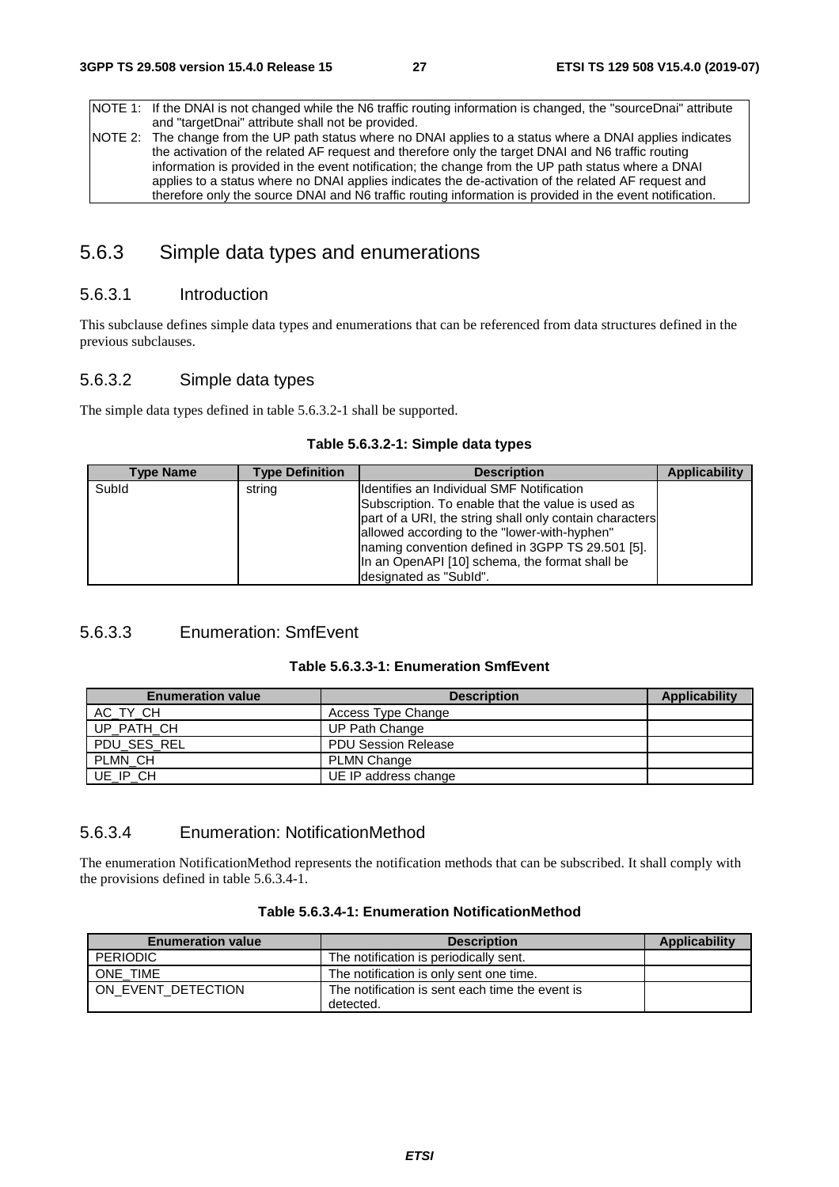NOTE 1: If the DNAI is not changed while the N6 traffic routing information is changed, the "sourceDnai" attribute and "targetDnai" attribute shall not be provided.

NOTE 2: The change from the UP path status where no DNAI applies to a status where a DNAI applies indicates the activation of the related AF request and therefore only the target DNAI and N6 traffic routing information is provided in the event notification; the change from the UP path status where a DNAI applies to a status where no DNAI applies indicates the de-activation of the related AF request and therefore only the source DNAI and N6 traffic routing information is provided in the event notification.

## 5.6.3 Simple data types and enumerations

### 5.6.3.1 Introduction

This subclause defines simple data types and enumerations that can be referenced from data structures defined in the previous subclauses.

### 5.6.3.2 Simple data types

The simple data types defined in table 5.6.3.2-1 shall be supported.

**Table 5.6.3.2-1: Simple data types**

| Type Name | Type Definition | Description | Applicability |
| --- | --- | --- | --- |
| SubId | string | Identifies an Individual SMF Notification Subscription. To enable that the value is used as part of a URI, the string shall only contain characters allowed according to the "lower-with-hyphen" naming convention defined in 3GPP TS 29.501 [5]. In an OpenAPI [10] schema, the format shall be designated as "SubId". | |

### 5.6.3.3 Enumeration: SmfEvent

**Table 5.6.3.3-1: Enumeration SmfEvent**

| Enumeration value | Description | Applicability |
| --- | --- | --- |
| AC_TY_CH | Access Type Change | |
| UP_PATH_CH | UP Path Change | |
| PDU_SES_REL | PDU Session Release | |
| PLMN_CH | PLMN Change | |
| UE_IP_CH | UE IP address change | |

### 5.6.3.4 Enumeration: NotificationMethod

The enumeration NotificationMethod represents the notification methods that can be subscribed. It shall comply with the provisions defined in table 5.6.3.4-1.

**Table 5.6.3.4-1: Enumeration NotificationMethod**

| Enumeration value | Description | Applicability |
| --- | --- | --- |
| PERIODIC | The notification is periodically sent. | |
| ONE_TIME | The notification is only sent one time. | |
| ON_EVENT_DETECTION | The notification is sent each time the event is detected. | |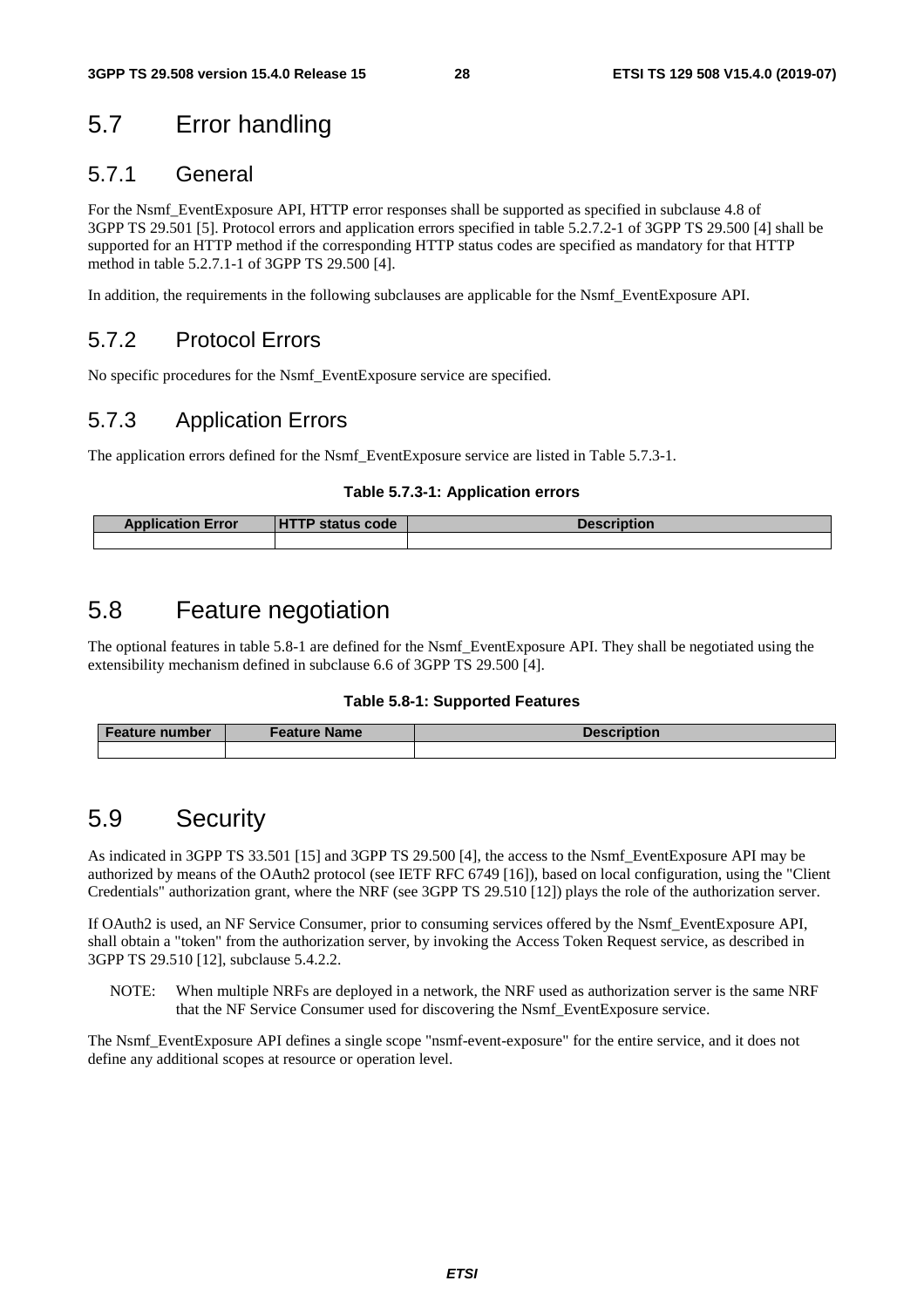## 5.7 Error handling

### 5.7.1 General

For the Nsmf_EventExposure API, HTTP error responses shall be supported as specified in subclause 4.8 of 3GPP TS 29.501 [5]. Protocol errors and application errors specified in table 5.2.7.2-1 of 3GPP TS 29.500 [4] shall be supported for an HTTP method if the corresponding HTTP status codes are specified as mandatory for that HTTP method in table 5.2.7.1-1 of 3GPP TS 29.500 [4].

In addition, the requirements in the following subclauses are applicable for the Nsmf_EventExposure API.

### 5.7.2 Protocol Errors

No specific procedures for the Nsmf_EventExposure service are specified.

### 5.7.3 Application Errors

The application errors defined for the Nsmf_EventExposure service are listed in Table 5.7.3-1.

**Table 5.7.3-1: Application errors**

| Application Error | HTTP status code | Description |
|---|---|---|
| | | |

## 5.8 Feature negotiation

The optional features in table 5.8-1 are defined for the Nsmf_EventExposure API. They shall be negotiated using the extensibility mechanism defined in subclause 6.6 of 3GPP TS 29.500 [4].

**Table 5.8-1: Supported Features**

| Feature number | Feature Name | Description |
|---|---|---|
| | | |

## 5.9 Security

As indicated in 3GPP TS 33.501 [15] and 3GPP TS 29.500 [4], the access to the Nsmf_EventExposure API may be authorized by means of the OAuth2 protocol (see IETF RFC 6749 [16]), based on local configuration, using the "Client Credentials" authorization grant, where the NRF (see 3GPP TS 29.510 [12]) plays the role of the authorization server.

If OAuth2 is used, an NF Service Consumer, prior to consuming services offered by the Nsmf_EventExposure API, shall obtain a "token" from the authorization server, by invoking the Access Token Request service, as described in 3GPP TS 29.510 [12], subclause 5.4.2.2.

NOTE: When multiple NRFs are deployed in a network, the NRF used as authorization server is the same NRF that the NF Service Consumer used for discovering the Nsmf_EventExposure service.

The Nsmf_EventExposure API defines a single scope "nsmf-event-exposure" for the entire service, and it does not define any additional scopes at resource or operation level.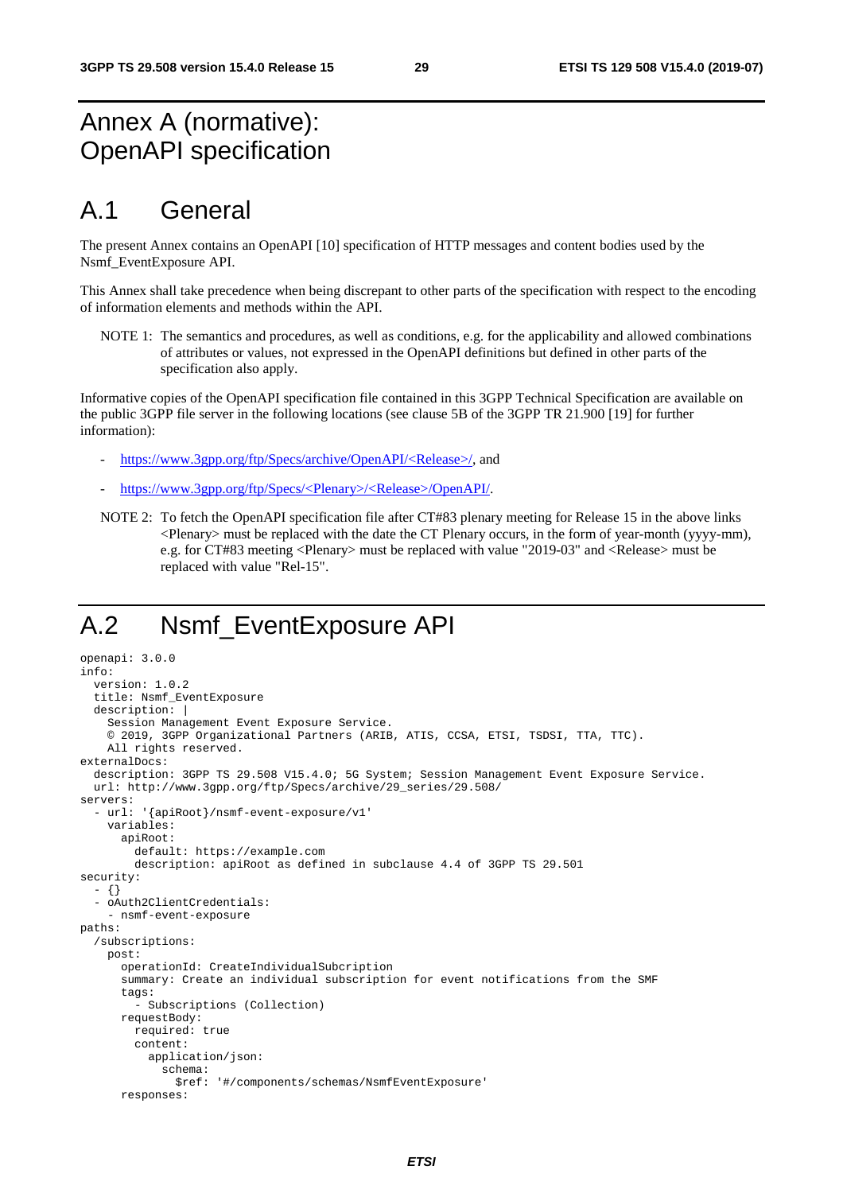# Annex A (normative): OpenAPI specification

## A.1 General

The present Annex contains an OpenAPI [10] specification of HTTP messages and content bodies used by the Nsmf_EventExposure API.

This Annex shall take precedence when being discrepant to other parts of the specification with respect to the encoding of information elements and methods within the API.

NOTE 1: The semantics and procedures, as well as conditions, e.g. for the applicability and allowed combinations of attributes or values, not expressed in the OpenAPI definitions but defined in other parts of the specification also apply.

Informative copies of the OpenAPI specification file contained in this 3GPP Technical Specification are available on the public 3GPP file server in the following locations (see clause 5B of the 3GPP TR 21.900 [19] for further information):

- https://www.3gpp.org/ftp/Specs/archive/OpenAPI/<Release>/, and
- https://www.3gpp.org/ftp/Specs/<Plenary>/<Release>/OpenAPI/.

NOTE 2: To fetch the OpenAPI specification file after CT#83 plenary meeting for Release 15 in the above links <Plenary> must be replaced with the date the CT Plenary occurs, in the form of year-month (yyyy-mm), e.g. for CT#83 meeting <Plenary> must be replaced with value "2019-03" and <Release> must be replaced with value "Rel-15".

## A.2 Nsmf_EventExposure API

```
openapi: 3.0.0
info:
  version: 1.0.2
  title: Nsmf_EventExposure
  description: |
    Session Management Event Exposure Service.
    © 2019, 3GPP Organizational Partners (ARIB, ATIS, CCSA, ETSI, TSDSI, TTA, TTC).
    All rights reserved.
externalDocs:
  description: 3GPP TS 29.508 V15.4.0; 5G System; Session Management Event Exposure Service.
  url: http://www.3gpp.org/ftp/Specs/archive/29_series/29.508/
servers:
  - url: '{apiRoot}/nsmf-event-exposure/v1'
    variables:
      apiRoot:
        default: https://example.com
        description: apiRoot as defined in subclause 4.4 of 3GPP TS 29.501
security:
  - {}
  - oAuth2ClientCredentials:
    - nsmf-event-exposure
paths:
  /subscriptions:
    post:
      operationId: CreateIndividualSubcription
      summary: Create an individual subscription for event notifications from the SMF
      tags:
        - Subscriptions (Collection)
      requestBody:
        required: true
        content:
          application/json:
            schema:
              $ref: '#/components/schemas/NsmfEventExposure'
      responses:
```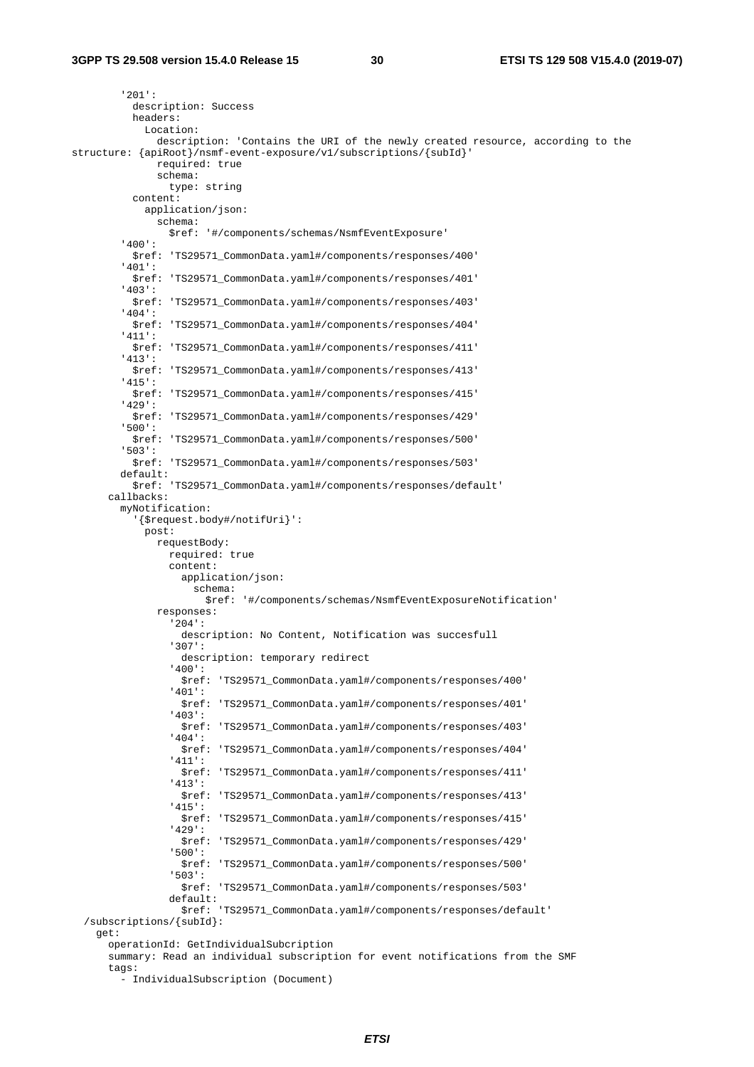```
        '201':
          description: Success
          headers:
            Location:
              description: 'Contains the URI of the newly created resource, according to the
structure: {apiRoot}/nsmf-event-exposure/v1/subscriptions/{subId}'
              required: true
              schema:
                type: string
          content:
            application/json:
              schema:
                $ref: '#/components/schemas/NsmfEventExposure'
        '400':
          $ref: 'TS29571_CommonData.yaml#/components/responses/400'
        '401':
          $ref: 'TS29571_CommonData.yaml#/components/responses/401'
        '403':
          $ref: 'TS29571_CommonData.yaml#/components/responses/403'
        '404':
          $ref: 'TS29571_CommonData.yaml#/components/responses/404'
        '411':
          $ref: 'TS29571_CommonData.yaml#/components/responses/411'
        '413':
          $ref: 'TS29571_CommonData.yaml#/components/responses/413'
        '415':
          $ref: 'TS29571_CommonData.yaml#/components/responses/415'
        '429':
          $ref: 'TS29571_CommonData.yaml#/components/responses/429'
        '500':
          $ref: 'TS29571_CommonData.yaml#/components/responses/500'
        '503':
          $ref: 'TS29571_CommonData.yaml#/components/responses/503'
        default:
          $ref: 'TS29571_CommonData.yaml#/components/responses/default'
      callbacks:
        myNotification:
          '{$request.body#/notifUri}':
            post:
              requestBody:
                required: true
                content:
                  application/json:
                    schema:
                      $ref: '#/components/schemas/NsmfEventExposureNotification'
              responses:
                '204':
                  description: No Content, Notification was succesfull
                '307':
                  description: temporary redirect
                '400':
                  $ref: 'TS29571_CommonData.yaml#/components/responses/400'
                '401':
                  $ref: 'TS29571_CommonData.yaml#/components/responses/401'
                '403':
                  $ref: 'TS29571_CommonData.yaml#/components/responses/403'
                '404':
                  $ref: 'TS29571_CommonData.yaml#/components/responses/404'
                '411':
                  $ref: 'TS29571_CommonData.yaml#/components/responses/411'
                '413':
                  $ref: 'TS29571_CommonData.yaml#/components/responses/413'
                '415':
                  $ref: 'TS29571_CommonData.yaml#/components/responses/415'
                '429':
                  $ref: 'TS29571_CommonData.yaml#/components/responses/429'
                '500':
                  $ref: 'TS29571_CommonData.yaml#/components/responses/500'
                '503':
                  $ref: 'TS29571_CommonData.yaml#/components/responses/503'
                default:
                  $ref: 'TS29571_CommonData.yaml#/components/responses/default'
  /subscriptions/{subId}:
    get:
      operationId: GetIndividualSubcription
      summary: Read an individual subscription for event notifications from the SMF
      tags:
        - IndividualSubscription (Document)
```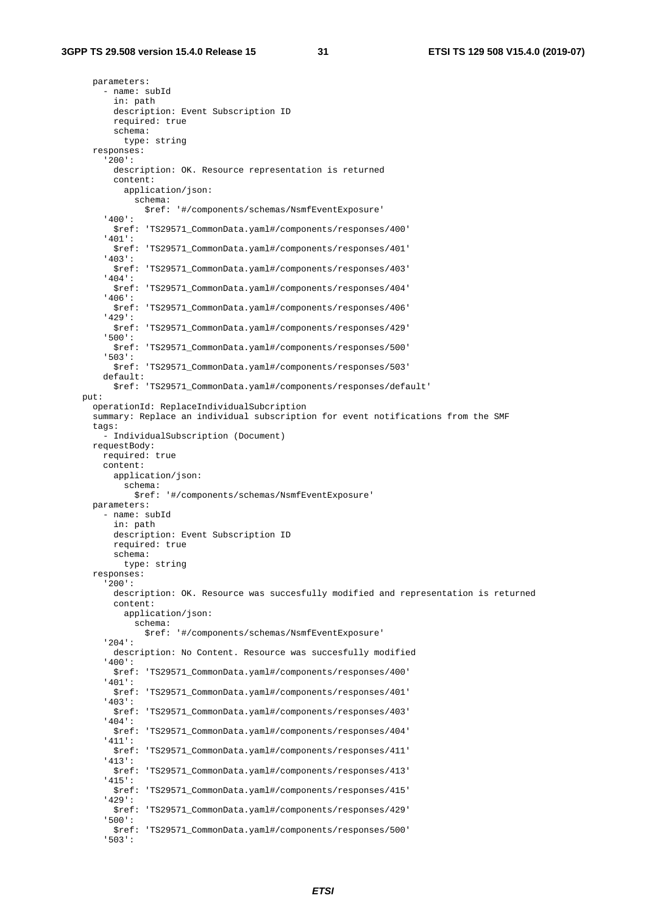```
      parameters:
        - name: subId
          in: path
          description: Event Subscription ID
          required: true
          schema:
            type: string
      responses:
        '200':
          description: OK. Resource representation is returned
          content:
            application/json:
              schema:
                $ref: '#/components/schemas/NsmfEventExposure'
        '400':
          $ref: 'TS29571_CommonData.yaml#/components/responses/400'
        '401':
          $ref: 'TS29571_CommonData.yaml#/components/responses/401'
        '403':
          $ref: 'TS29571_CommonData.yaml#/components/responses/403'
        '404':
          $ref: 'TS29571_CommonData.yaml#/components/responses/404'
        '406':
          $ref: 'TS29571_CommonData.yaml#/components/responses/406'
        '429':
          $ref: 'TS29571_CommonData.yaml#/components/responses/429'
        '500':
          $ref: 'TS29571_CommonData.yaml#/components/responses/500'
        '503':
          $ref: 'TS29571_CommonData.yaml#/components/responses/503'
        default:
          $ref: 'TS29571_CommonData.yaml#/components/responses/default'
    put:
      operationId: ReplaceIndividualSubcription
      summary: Replace an individual subscription for event notifications from the SMF
      tags:
        - IndividualSubscription (Document)
      requestBody:
        required: true
        content:
          application/json:
            schema:
              $ref: '#/components/schemas/NsmfEventExposure'
      parameters:
        - name: subId
          in: path
          description: Event Subscription ID
          required: true
          schema:
            type: string
      responses:
        '200':
          description: OK. Resource was succesfully modified and representation is returned
          content:
            application/json:
              schema:
                $ref: '#/components/schemas/NsmfEventExposure'
        '204':
          description: No Content. Resource was succesfully modified
        '400':
          $ref: 'TS29571_CommonData.yaml#/components/responses/400'
        '401':
          $ref: 'TS29571_CommonData.yaml#/components/responses/401'
        '403':
          $ref: 'TS29571_CommonData.yaml#/components/responses/403'
        '404':
          $ref: 'TS29571_CommonData.yaml#/components/responses/404'
        '411':
          $ref: 'TS29571_CommonData.yaml#/components/responses/411'
        '413':
          $ref: 'TS29571_CommonData.yaml#/components/responses/413'
        '415':
          $ref: 'TS29571_CommonData.yaml#/components/responses/415'
        '429':
          $ref: 'TS29571_CommonData.yaml#/components/responses/429'
        '500':
          $ref: 'TS29571_CommonData.yaml#/components/responses/500'
        '503':
```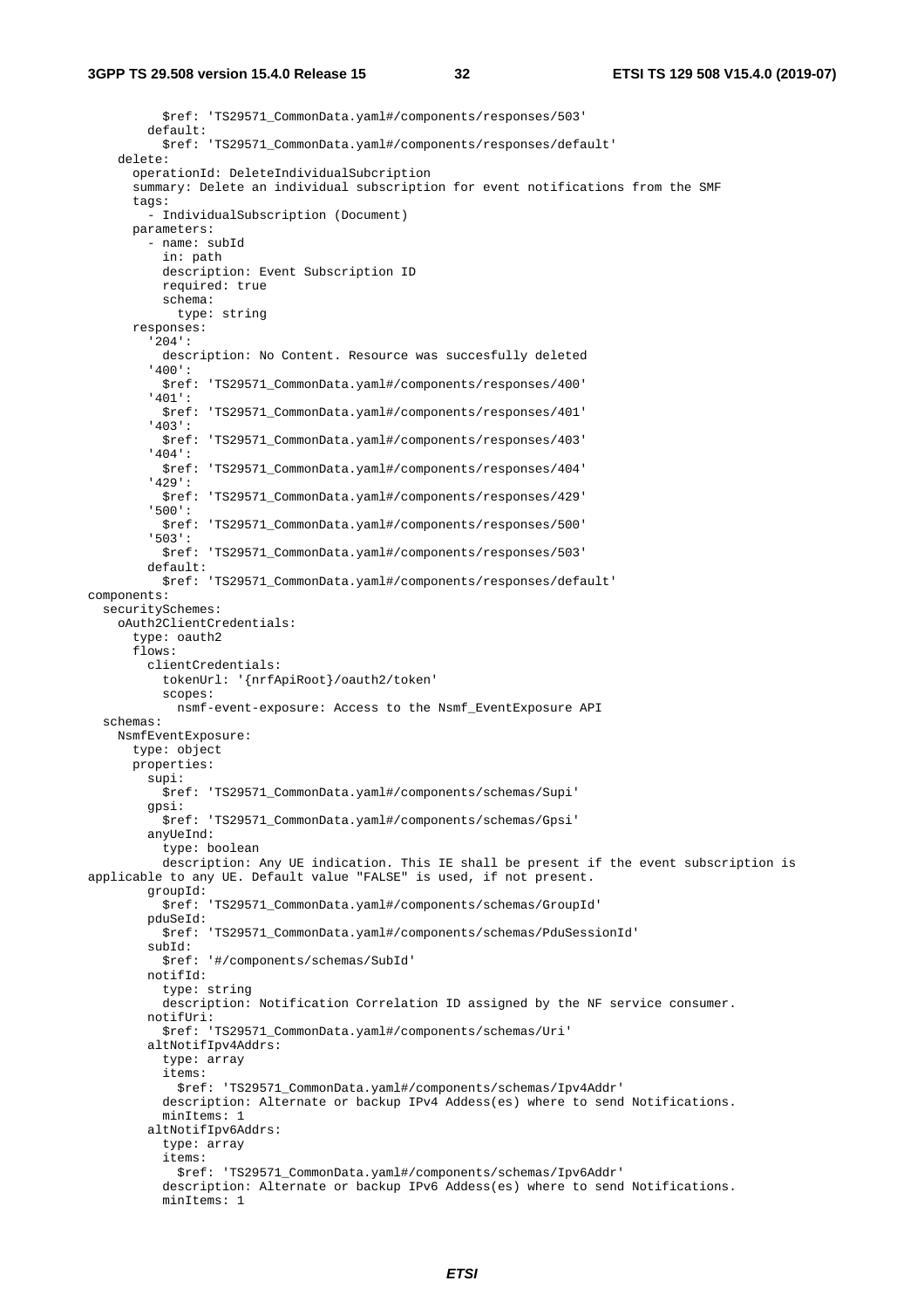```
          $ref: 'TS29571_CommonData.yaml#/components/responses/503'
        default:
          $ref: 'TS29571_CommonData.yaml#/components/responses/default'
    delete:
      operationId: DeleteIndividualSubcription
      summary: Delete an individual subscription for event notifications from the SMF
      tags:
        - IndividualSubscription (Document)
      parameters:
        - name: subId
          in: path
          description: Event Subscription ID
          required: true
          schema:
            type: string
      responses:
        '204':
          description: No Content. Resource was succesfully deleted
        '400':
          $ref: 'TS29571_CommonData.yaml#/components/responses/400'
        '401':
          $ref: 'TS29571_CommonData.yaml#/components/responses/401'
        '403':
          $ref: 'TS29571_CommonData.yaml#/components/responses/403'
        '404':
          $ref: 'TS29571_CommonData.yaml#/components/responses/404'
        '429':
          $ref: 'TS29571_CommonData.yaml#/components/responses/429'
        '500':
          $ref: 'TS29571_CommonData.yaml#/components/responses/500'
        '503':
          $ref: 'TS29571_CommonData.yaml#/components/responses/503'
        default:
          $ref: 'TS29571_CommonData.yaml#/components/responses/default'
components:
  securitySchemes:
    oAuth2ClientCredentials:
      type: oauth2
      flows:
        clientCredentials:
          tokenUrl: '{nrfApiRoot}/oauth2/token'
          scopes:
            nsmf-event-exposure: Access to the Nsmf_EventExposure API
  schemas:
    NsmfEventExposure:
      type: object
      properties:
        supi:
          $ref: 'TS29571_CommonData.yaml#/components/schemas/Supi'
        gpsi:
          $ref: 'TS29571_CommonData.yaml#/components/schemas/Gpsi'
        anyUeInd:
          type: boolean
          description: Any UE indication. This IE shall be present if the event subscription is
applicable to any UE. Default value "FALSE" is used, if not present.
        groupId:
          $ref: 'TS29571_CommonData.yaml#/components/schemas/GroupId'
        pduSeId:
          $ref: 'TS29571_CommonData.yaml#/components/schemas/PduSessionId'
        subId:
          $ref: '#/components/schemas/SubId'
        notifId:
          type: string
          description: Notification Correlation ID assigned by the NF service consumer.
        notifUri:
          $ref: 'TS29571_CommonData.yaml#/components/schemas/Uri'
        altNotifIpv4Addrs:
          type: array
          items:
            $ref: 'TS29571_CommonData.yaml#/components/schemas/Ipv4Addr'
          description: Alternate or backup IPv4 Addess(es) where to send Notifications.
          minItems: 1
        altNotifIpv6Addrs:
          type: array
          items:
            $ref: 'TS29571_CommonData.yaml#/components/schemas/Ipv6Addr'
          description: Alternate or backup IPv6 Addess(es) where to send Notifications.
          minItems: 1
```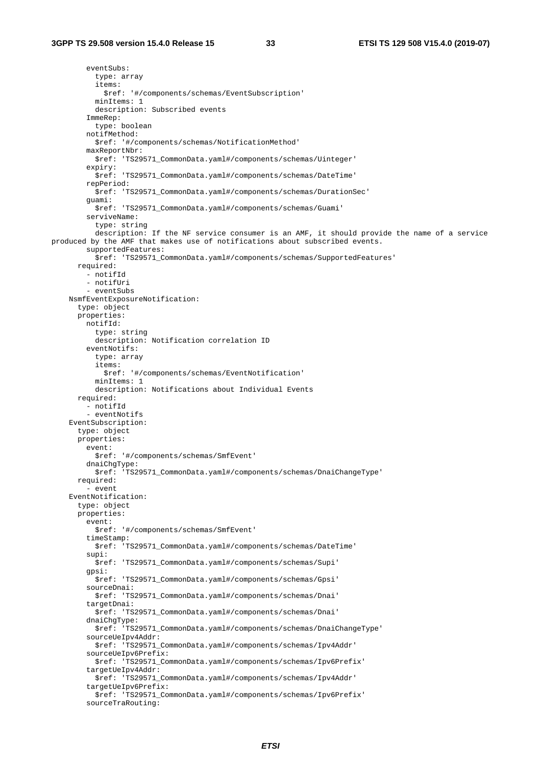```
        eventSubs:
          type: array
          items:
            $ref: '#/components/schemas/EventSubscription'
          minItems: 1
          description: Subscribed events
        ImmeRep:
          type: boolean
        notifMethod:
          $ref: '#/components/schemas/NotificationMethod'
        maxReportNbr:
          $ref: 'TS29571_CommonData.yaml#/components/schemas/Uinteger'
        expiry:
          $ref: 'TS29571_CommonData.yaml#/components/schemas/DateTime'
        repPeriod:
          $ref: 'TS29571_CommonData.yaml#/components/schemas/DurationSec'
        guami:
          $ref: 'TS29571_CommonData.yaml#/components/schemas/Guami'
        serviveName:
          type: string
          description: If the NF service consumer is an AMF, it should provide the name of a service
produced by the AMF that makes use of notifications about subscribed events.
        supportedFeatures:
          $ref: 'TS29571_CommonData.yaml#/components/schemas/SupportedFeatures'
      required:
        - notifId
        - notifUri
        - eventSubs
    NsmfEventExposureNotification:
      type: object
      properties:
        notifId:
          type: string
          description: Notification correlation ID
        eventNotifs:
          type: array
          items:
            $ref: '#/components/schemas/EventNotification'
          minItems: 1
          description: Notifications about Individual Events
      required:
        - notifId
        - eventNotifs
    EventSubscription:
      type: object
      properties:
        event:
          $ref: '#/components/schemas/SmfEvent'
        dnaiChgType:
          $ref: 'TS29571_CommonData.yaml#/components/schemas/DnaiChangeType'
      required:
        - event
    EventNotification:
      type: object
      properties:
        event:
          $ref: '#/components/schemas/SmfEvent'
        timeStamp:
          $ref: 'TS29571_CommonData.yaml#/components/schemas/DateTime'
        supi:
          $ref: 'TS29571_CommonData.yaml#/components/schemas/Supi'
        gpsi:
          $ref: 'TS29571_CommonData.yaml#/components/schemas/Gpsi'
        sourceDnai:
          $ref: 'TS29571_CommonData.yaml#/components/schemas/Dnai'
        targetDnai:
          $ref: 'TS29571_CommonData.yaml#/components/schemas/Dnai'
        dnaiChgType:
          $ref: 'TS29571_CommonData.yaml#/components/schemas/DnaiChangeType'
        sourceUeIpv4Addr:
          $ref: 'TS29571_CommonData.yaml#/components/schemas/Ipv4Addr'
        sourceUeIpv6Prefix:
          $ref: 'TS29571_CommonData.yaml#/components/schemas/Ipv6Prefix'
        targetUeIpv4Addr:
          $ref: 'TS29571_CommonData.yaml#/components/schemas/Ipv4Addr'
        targetUeIpv6Prefix:
          $ref: 'TS29571_CommonData.yaml#/components/schemas/Ipv6Prefix'
        sourceTraRouting:
```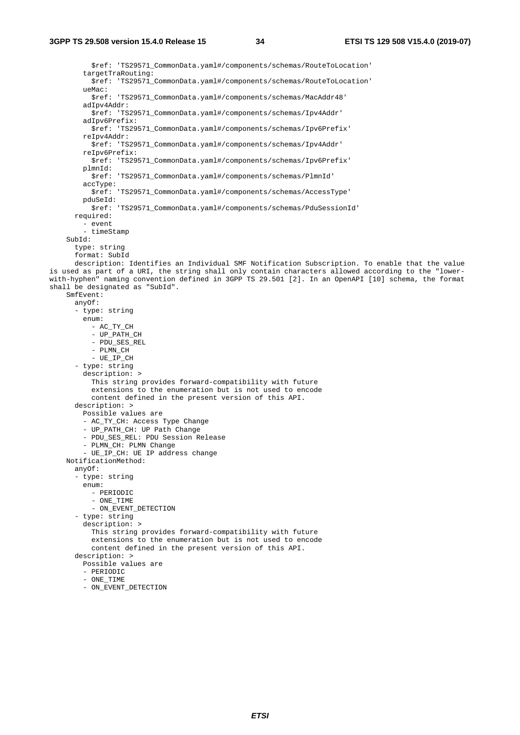```
          $ref: 'TS29571_CommonData.yaml#/components/schemas/RouteToLocation'
        targetTraRouting:
          $ref: 'TS29571_CommonData.yaml#/components/schemas/RouteToLocation'
        ueMac:
          $ref: 'TS29571_CommonData.yaml#/components/schemas/MacAddr48'
        adIpv4Addr:
          $ref: 'TS29571_CommonData.yaml#/components/schemas/Ipv4Addr'
        adIpv6Prefix:
          $ref: 'TS29571_CommonData.yaml#/components/schemas/Ipv6Prefix'
        reIpv4Addr:
          $ref: 'TS29571_CommonData.yaml#/components/schemas/Ipv4Addr'
        reIpv6Prefix:
          $ref: 'TS29571_CommonData.yaml#/components/schemas/Ipv6Prefix'
        plmnId:
          $ref: 'TS29571_CommonData.yaml#/components/schemas/PlmnId'
        accType:
          $ref: 'TS29571_CommonData.yaml#/components/schemas/AccessType'
        pduSeId:
          $ref: 'TS29571_CommonData.yaml#/components/schemas/PduSessionId'
      required:
        - event
        - timeStamp
    SubId:
      type: string
      format: SubId
      description: Identifies an Individual SMF Notification Subscription. To enable that the value
is used as part of a URI, the string shall only contain characters allowed according to the "lower-
with-hyphen" naming convention defined in 3GPP TS 29.501 [2]. In an OpenAPI [10] schema, the format
shall be designated as "SubId".
    SmfEvent:
      anyOf:
      - type: string
        enum:
          - AC_TY_CH
          - UP_PATH_CH
          - PDU_SES_REL
          - PLMN_CH
          - UE_IP_CH
      - type: string
        description: >
          This string provides forward-compatibility with future
          extensions to the enumeration but is not used to encode
          content defined in the present version of this API.
      description: >
        Possible values are
        - AC_TY_CH: Access Type Change
        - UP_PATH_CH: UP Path Change
        - PDU_SES_REL: PDU Session Release
        - PLMN_CH: PLMN Change
        - UE_IP_CH: UE IP address change
    NotificationMethod:
      anyOf:
      - type: string
        enum:
          - PERIODIC
          - ONE_TIME
          - ON_EVENT_DETECTION
      - type: string
        description: >
          This string provides forward-compatibility with future
          extensions to the enumeration but is not used to encode
          content defined in the present version of this API.
      description: >
        Possible values are
        - PERIODIC
        - ONE_TIME
        - ON_EVENT_DETECTION
```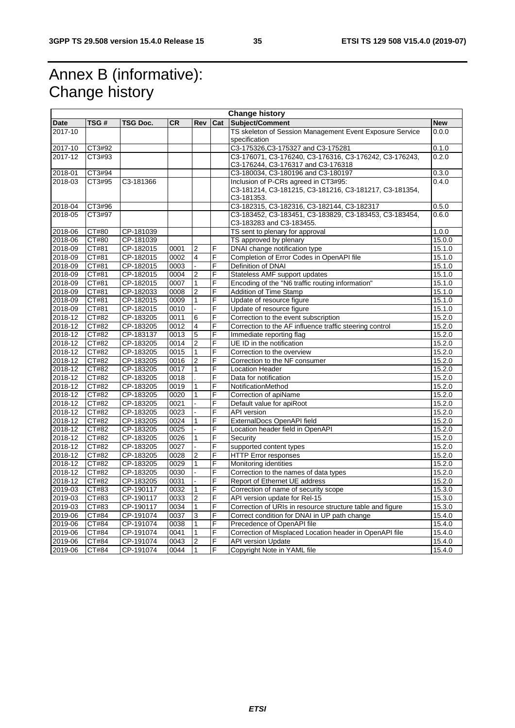# Annex B (informative): Change history

| Change history | | | | | | | |
|---|---|---|---|---|---|---|---|
| **Date** | **TSG #** | **TSG Doc.** | **CR** | **Rev** | **Cat** | **Subject/Comment** | **New** |
| 2017-10 | | | | | | TS skeleton of Session Management Event Exposure Service specification | 0.0.0 |
| 2017-10 | CT3#92 | | | | | C3-175326,C3-175327 and C3-175281 | 0.1.0 |
| 2017-12 | CT3#93 | | | | | C3-176071, C3-176240, C3-176316, C3-176242, C3-176243, C3-176244, C3-176317 and C3-176318 | 0.2.0 |
| 2018-01 | CT3#94 | | | | | C3-180034, C3-180196 and C3-180197 | 0.3.0 |
| 2018-03 | CT3#95 | C3-181366 | | | | Inclusion of P-CRs agreed in CT3#95: C3-181214, C3-181215, C3-181216, C3-181217, C3-181354, C3-181353. | 0.4.0 |
| 2018-04 | CT3#96 | | | | | C3-182315, C3-182316, C3-182144, C3-182317 | 0.5.0 |
| 2018-05 | CT3#97 | | | | | C3-183452, C3-183451, C3-183829, C3-183453, C3-183454, C3-183283 and C3-183455. | 0.6.0 |
| 2018-06 | CT#80 | CP-181039 | | | | TS sent to plenary for approval | 1.0.0 |
| 2018-06 | CT#80 | CP-181039 | | | | TS approved by plenary | 15.0.0 |
| 2018-09 | CT#81 | CP-182015 | 0001 | 2 | F | DNAI change notification type | 15.1.0 |
| 2018-09 | CT#81 | CP-182015 | 0002 | 4 | F | Completion of Error Codes in OpenAPI file | 15.1.0 |
| 2018-09 | CT#81 | CP-182015 | 0003 | - | F | Definition of DNAI | 15.1.0 |
| 2018-09 | CT#81 | CP-182015 | 0004 | 2 | F | Stateless AMF support updates | 15.1.0 |
| 2018-09 | CT#81 | CP-182015 | 0007 | 1 | F | Encoding of the "N6 traffic routing information" | 15.1.0 |
| 2018-09 | CT#81 | CP-182033 | 0008 | 2 | F | Addition of Time Stamp | 15.1.0 |
| 2018-09 | CT#81 | CP-182015 | 0009 | 1 | F | Update of resource figure | 15.1.0 |
| 2018-09 | CT#81 | CP-182015 | 0010 | - | F | Update of resource figure | 15.1.0 |
| 2018-12 | CT#82 | CP-183205 | 0011 | 6 | F | Correction to the event subscription | 15.2.0 |
| 2018-12 | CT#82 | CP-183205 | 0012 | 4 | F | Correction to the AF influence traffic steering control | 15.2.0 |
| 2018-12 | CT#82 | CP-183137 | 0013 | 5 | F | Immediate reporting flag | 15.2.0 |
| 2018-12 | CT#82 | CP-183205 | 0014 | 2 | F | UE ID in the notification | 15.2.0 |
| 2018-12 | CT#82 | CP-183205 | 0015 | 1 | F | Correction to the overview | 15.2.0 |
| 2018-12 | CT#82 | CP-183205 | 0016 | 2 | F | Correction to the NF consumer | 15.2.0 |
| 2018-12 | CT#82 | CP-183205 | 0017 | 1 | F | Location Header | 15.2.0 |
| 2018-12 | CT#82 | CP-183205 | 0018 | . | F | Data for notification | 15.2.0 |
| 2018-12 | CT#82 | CP-183205 | 0019 | 1 | F | NotificationMethod | 15.2.0 |
| 2018-12 | CT#82 | CP-183205 | 0020 | 1 | F | Correction of apiName | 15.2.0 |
| 2018-12 | CT#82 | CP-183205 | 0021 | - | F | Default value for apiRoot | 15.2.0 |
| 2018-12 | CT#82 | CP-183205 | 0023 | - | F | API version | 15.2.0 |
| 2018-12 | CT#82 | CP-183205 | 0024 | 1 | F | ExternalDocs OpenAPI field | 15.2.0 |
| 2018-12 | CT#82 | CP-183205 | 0025 | - | F | Location header field in OpenAPI | 15.2.0 |
| 2018-12 | CT#82 | CP-183205 | 0026 | 1 | F | Security | 15.2.0 |
| 2018-12 | CT#82 | CP-183205 | 0027 | - | F | supported content types | 15.2.0 |
| 2018-12 | CT#82 | CP-183205 | 0028 | 2 | F | HTTP Error responses | 15.2.0 |
| 2018-12 | CT#82 | CP-183205 | 0029 | 1 | F | Monitoring identities | 15.2.0 |
| 2018-12 | CT#82 | CP-183205 | 0030 | - | F | Correction to the names of data types | 15.2.0 |
| 2018-12 | CT#82 | CP-183205 | 0031 | - | F | Report of Ethernet UE address | 15.2.0 |
| 2019-03 | CT#83 | CP-190117 | 0032 | 1 | F | Correction of name of security scope | 15.3.0 |
| 2019-03 | CT#83 | CP-190117 | 0033 | 2 | F | API version update for Rel-15 | 15.3.0 |
| 2019-03 | CT#83 | CP-190117 | 0034 | 1 | F | Correction of URIs in resource structure table and figure | 15.3.0 |
| 2019-06 | CT#84 | CP-191074 | 0037 | 3 | F | Correct condition for DNAI in UP path change | 15.4.0 |
| 2019-06 | CT#84 | CP-191074 | 0038 | 1 | F | Precedence of OpenAPI file | 15.4.0 |
| 2019-06 | CT#84 | CP-191074 | 0041 | 1 | F | Correction of Misplaced Location header in OpenAPI file | 15.4.0 |
| 2019-06 | CT#84 | CP-191074 | 0043 | 2 | F | API version Update | 15.4.0 |
| 2019-06 | CT#84 | CP-191074 | 0044 | 1 | F | Copyright Note in YAML file | 15.4.0 |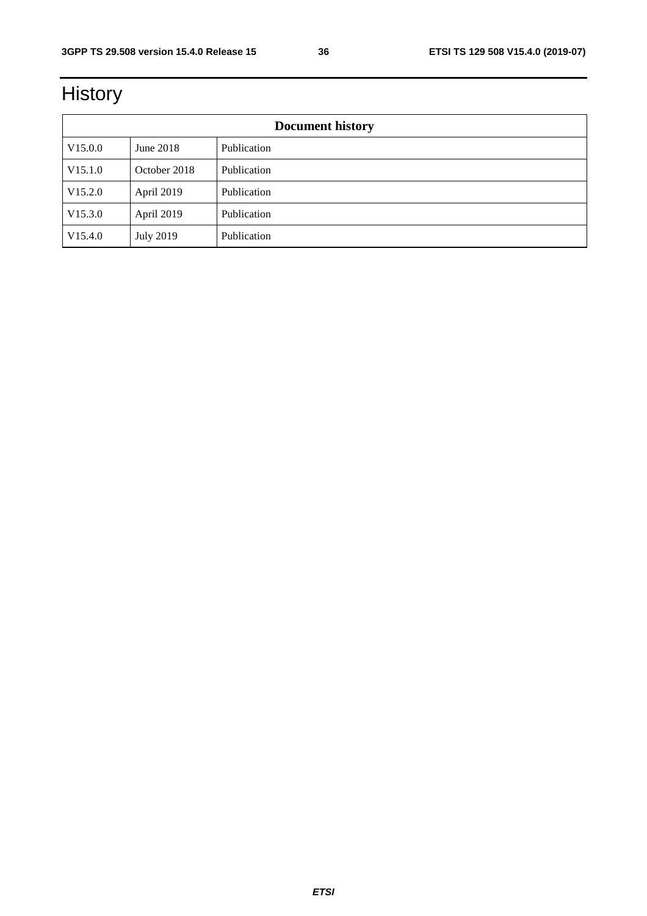# History

| Document history | | |
|---|---|---|
| V15.0.0 | June 2018 | Publication |
| V15.1.0 | October 2018 | Publication |
| V15.2.0 | April 2019 | Publication |
| V15.3.0 | April 2019 | Publication |
| V15.4.0 | July 2019 | Publication |